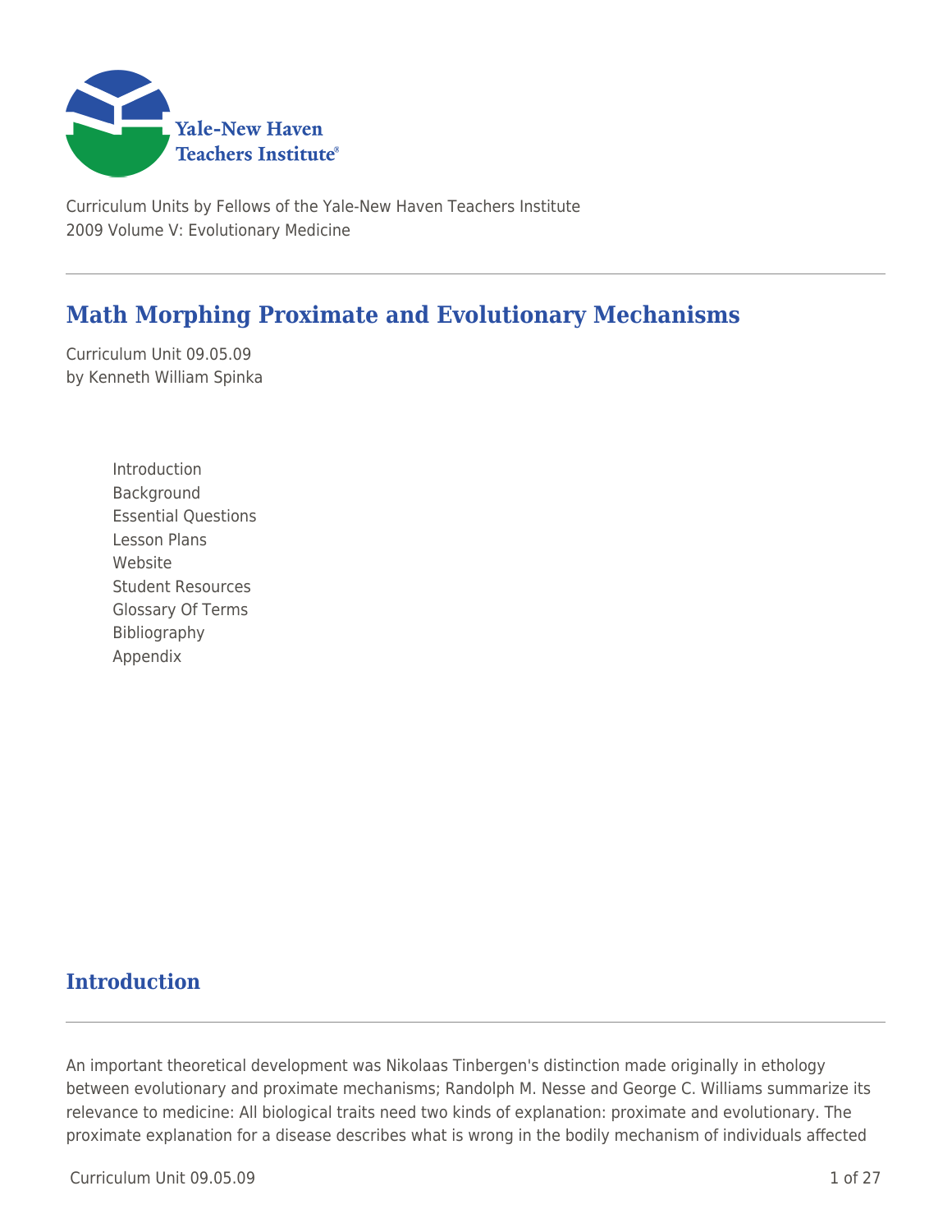Curriculum Units by Fellows of the Yale-New Haven Teachers Institute
2009 Volume V: Evolutionary Medicine

# Math Morphing Proximate and Evolutionary Mechanisms

Curriculum Unit 09.05.09
by Kenneth William Spinka

- Introduction
- Background
- Essential Questions
- Lesson Plans
- Website
- Student Resources
- Glossary Of Terms
- Bibliography
- Appendix

## Introduction

An important theoretical development was Nikolaas Tinbergen's distinction made originally in ethology between evolutionary and proximate mechanisms; Randolph M. Nesse and George C. Williams summarize its relevance to medicine: All biological traits need two kinds of explanation: proximate and evolutionary. The proximate explanation for a disease describes what is wrong in the bodily mechanism of individuals affected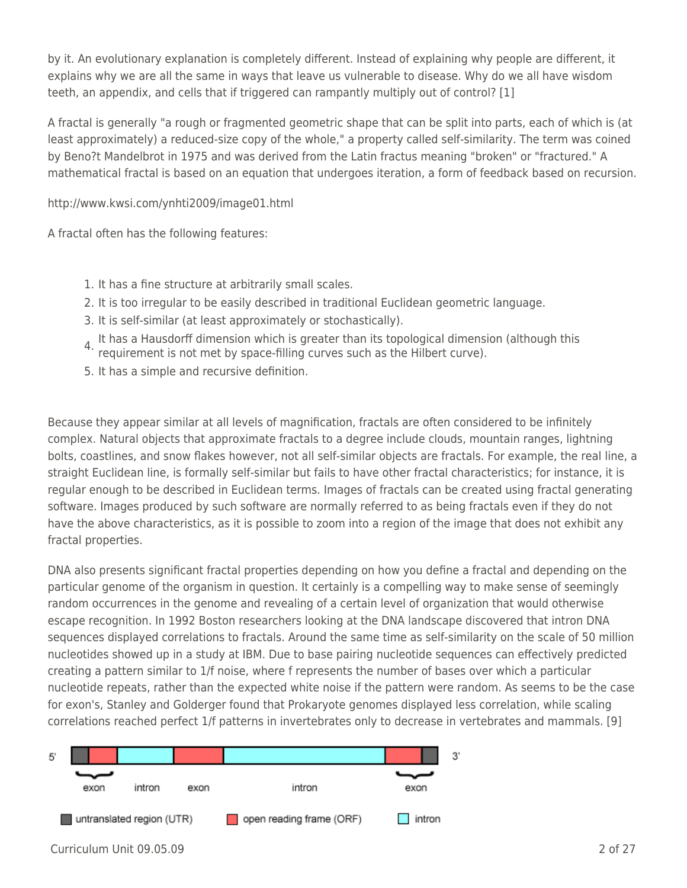by it. An evolutionary explanation is completely different. Instead of explaining why people are different, it explains why we are all the same in ways that leave us vulnerable to disease. Why do we all have wisdom teeth, an appendix, and cells that if triggered can rampantly multiply out of control? [1]

A fractal is generally "a rough or fragmented geometric shape that can be split into parts, each of which is (at least approximately) a reduced-size copy of the whole," a property called self-similarity. The term was coined by Beno?t Mandelbrot in 1975 and was derived from the Latin fractus meaning "broken" or "fractured." A mathematical fractal is based on an equation that undergoes iteration, a form of feedback based on recursion.

http://www.kwsi.com/ynhti2009/image01.html

A fractal often has the following features:

1. It has a fine structure at arbitrarily small scales.
2. It is too irregular to be easily described in traditional Euclidean geometric language.
3. It is self-similar (at least approximately or stochastically).
4. It has a Hausdorff dimension which is greater than its topological dimension (although this requirement is not met by space-filling curves such as the Hilbert curve).
5. It has a simple and recursive definition.

Because they appear similar at all levels of magnification, fractals are often considered to be infinitely complex. Natural objects that approximate fractals to a degree include clouds, mountain ranges, lightning bolts, coastlines, and snow flakes however, not all self-similar objects are fractals. For example, the real line, a straight Euclidean line, is formally self-similar but fails to have other fractal characteristics; for instance, it is regular enough to be described in Euclidean terms. Images of fractals can be created using fractal generating software. Images produced by such software are normally referred to as being fractals even if they do not have the above characteristics, as it is possible to zoom into a region of the image that does not exhibit any fractal properties.

DNA also presents significant fractal properties depending on how you define a fractal and depending on the particular genome of the organism in question. It certainly is a compelling way to make sense of seemingly random occurrences in the genome and revealing of a certain level of organization that would otherwise escape recognition. In 1992 Boston researchers looking at the DNA landscape discovered that intron DNA sequences displayed correlations to fractals. Around the same time as self-similarity on the scale of 50 million nucleotides showed up in a study at IBM. Due to base pairing nucleotide sequences can effectively predicted creating a pattern similar to 1/f noise, where f represents the number of bases over which a particular nucleotide repeats, rather than the expected white noise if the pattern were random. As seems to be the case for exon's, Stanley and Golderger found that Prokaryote genomes displayed less correlation, while scaling correlations reached perfect 1/f patterns in invertebrates only to decrease in vertebrates and mammals. [9]

5' 3'

exon intron exon intron exon

untranslated region (UTR) open reading frame (ORF) intron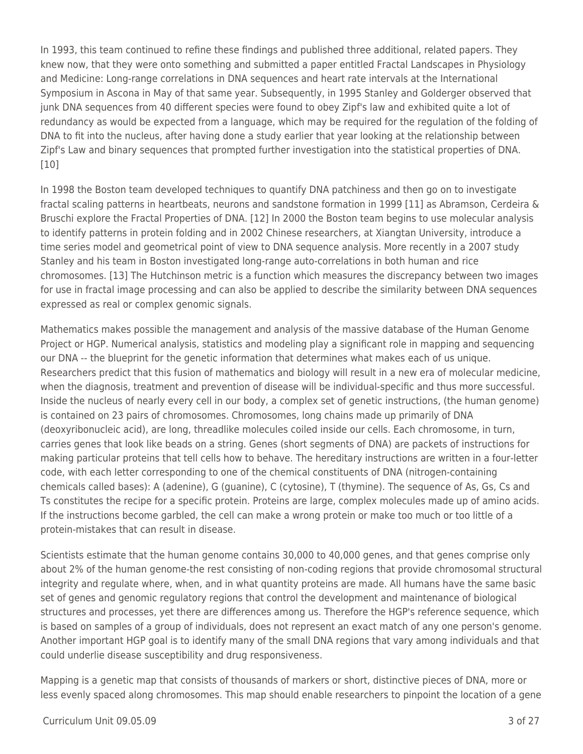In 1993, this team continued to refine these findings and published three additional, related papers. They knew now, that they were onto something and submitted a paper entitled Fractal Landscapes in Physiology and Medicine: Long-range correlations in DNA sequences and heart rate intervals at the International Symposium in Ascona in May of that same year. Subsequently, in 1995 Stanley and Golderger observed that junk DNA sequences from 40 different species were found to obey Zipf's law and exhibited quite a lot of redundancy as would be expected from a language, which may be required for the regulation of the folding of DNA to fit into the nucleus, after having done a study earlier that year looking at the relationship between Zipf's Law and binary sequences that prompted further investigation into the statistical properties of DNA. [10]

In 1998 the Boston team developed techniques to quantify DNA patchiness and then go on to investigate fractal scaling patterns in heartbeats, neurons and sandstone formation in 1999 [11] as Abramson, Cerdeira & Bruschi explore the Fractal Properties of DNA. [12] In 2000 the Boston team begins to use molecular analysis to identify patterns in protein folding and in 2002 Chinese researchers, at Xiangtan University, introduce a time series model and geometrical point of view to DNA sequence analysis. More recently in a 2007 study Stanley and his team in Boston investigated long-range auto-correlations in both human and rice chromosomes. [13] The Hutchinson metric is a function which measures the discrepancy between two images for use in fractal image processing and can also be applied to describe the similarity between DNA sequences expressed as real or complex genomic signals.

Mathematics makes possible the management and analysis of the massive database of the Human Genome Project or HGP. Numerical analysis, statistics and modeling play a significant role in mapping and sequencing our DNA -- the blueprint for the genetic information that determines what makes each of us unique. Researchers predict that this fusion of mathematics and biology will result in a new era of molecular medicine, when the diagnosis, treatment and prevention of disease will be individual-specific and thus more successful. Inside the nucleus of nearly every cell in our body, a complex set of genetic instructions, (the human genome) is contained on 23 pairs of chromosomes. Chromosomes, long chains made up primarily of DNA (deoxyribonucleic acid), are long, threadlike molecules coiled inside our cells. Each chromosome, in turn, carries genes that look like beads on a string. Genes (short segments of DNA) are packets of instructions for making particular proteins that tell cells how to behave. The hereditary instructions are written in a four-letter code, with each letter corresponding to one of the chemical constituents of DNA (nitrogen-containing chemicals called bases): A (adenine), G (guanine), C (cytosine), T (thymine). The sequence of As, Gs, Cs and Ts constitutes the recipe for a specific protein. Proteins are large, complex molecules made up of amino acids. If the instructions become garbled, the cell can make a wrong protein or make too much or too little of a protein-mistakes that can result in disease.

Scientists estimate that the human genome contains 30,000 to 40,000 genes, and that genes comprise only about 2% of the human genome-the rest consisting of non-coding regions that provide chromosomal structural integrity and regulate where, when, and in what quantity proteins are made. All humans have the same basic set of genes and genomic regulatory regions that control the development and maintenance of biological structures and processes, yet there are differences among us. Therefore the HGP's reference sequence, which is based on samples of a group of individuals, does not represent an exact match of any one person's genome. Another important HGP goal is to identify many of the small DNA regions that vary among individuals and that could underlie disease susceptibility and drug responsiveness.

Mapping is a genetic map that consists of thousands of markers or short, distinctive pieces of DNA, more or less evenly spaced along chromosomes. This map should enable researchers to pinpoint the location of a gene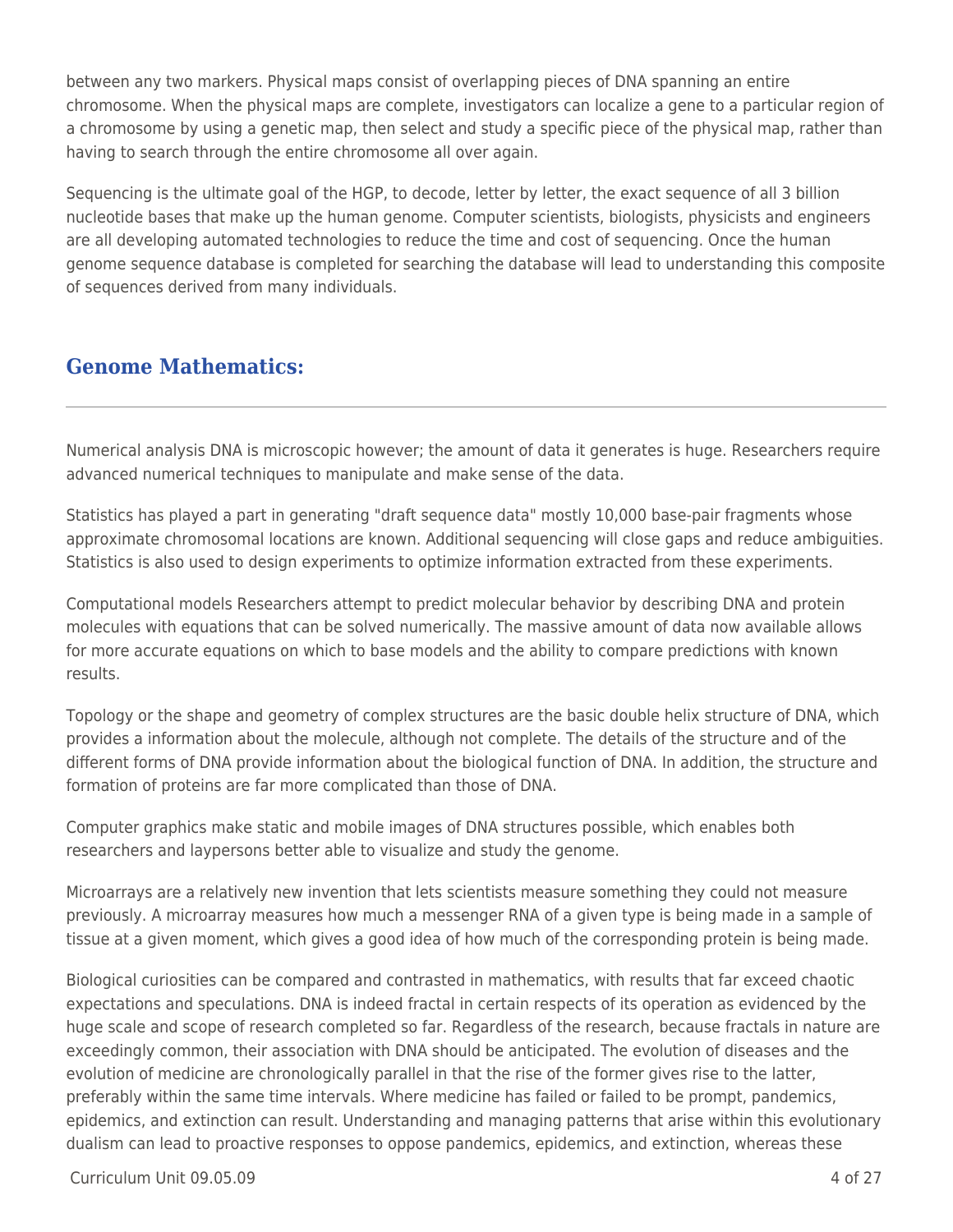between any two markers. Physical maps consist of overlapping pieces of DNA spanning an entire chromosome. When the physical maps are complete, investigators can localize a gene to a particular region of a chromosome by using a genetic map, then select and study a specific piece of the physical map, rather than having to search through the entire chromosome all over again.

Sequencing is the ultimate goal of the HGP, to decode, letter by letter, the exact sequence of all 3 billion nucleotide bases that make up the human genome. Computer scientists, biologists, physicists and engineers are all developing automated technologies to reduce the time and cost of sequencing. Once the human genome sequence database is completed for searching the database will lead to understanding this composite of sequences derived from many individuals.

## Genome Mathematics:

---

Numerical analysis DNA is microscopic however; the amount of data it generates is huge. Researchers require advanced numerical techniques to manipulate and make sense of the data.

Statistics has played a part in generating "draft sequence data" mostly 10,000 base-pair fragments whose approximate chromosomal locations are known. Additional sequencing will close gaps and reduce ambiguities. Statistics is also used to design experiments to optimize information extracted from these experiments.

Computational models Researchers attempt to predict molecular behavior by describing DNA and protein molecules with equations that can be solved numerically. The massive amount of data now available allows for more accurate equations on which to base models and the ability to compare predictions with known results.

Topology or the shape and geometry of complex structures are the basic double helix structure of DNA, which provides a information about the molecule, although not complete. The details of the structure and of the different forms of DNA provide information about the biological function of DNA. In addition, the structure and formation of proteins are far more complicated than those of DNA.

Computer graphics make static and mobile images of DNA structures possible, which enables both researchers and laypersons better able to visualize and study the genome.

Microarrays are a relatively new invention that lets scientists measure something they could not measure previously. A microarray measures how much a messenger RNA of a given type is being made in a sample of tissue at a given moment, which gives a good idea of how much of the corresponding protein is being made.

Biological curiosities can be compared and contrasted in mathematics, with results that far exceed chaotic expectations and speculations. DNA is indeed fractal in certain respects of its operation as evidenced by the huge scale and scope of research completed so far. Regardless of the research, because fractals in nature are exceedingly common, their association with DNA should be anticipated. The evolution of diseases and the evolution of medicine are chronologically parallel in that the rise of the former gives rise to the latter, preferably within the same time intervals. Where medicine has failed or failed to be prompt, pandemics, epidemics, and extinction can result. Understanding and managing patterns that arise within this evolutionary dualism can lead to proactive responses to oppose pandemics, epidemics, and extinction, whereas these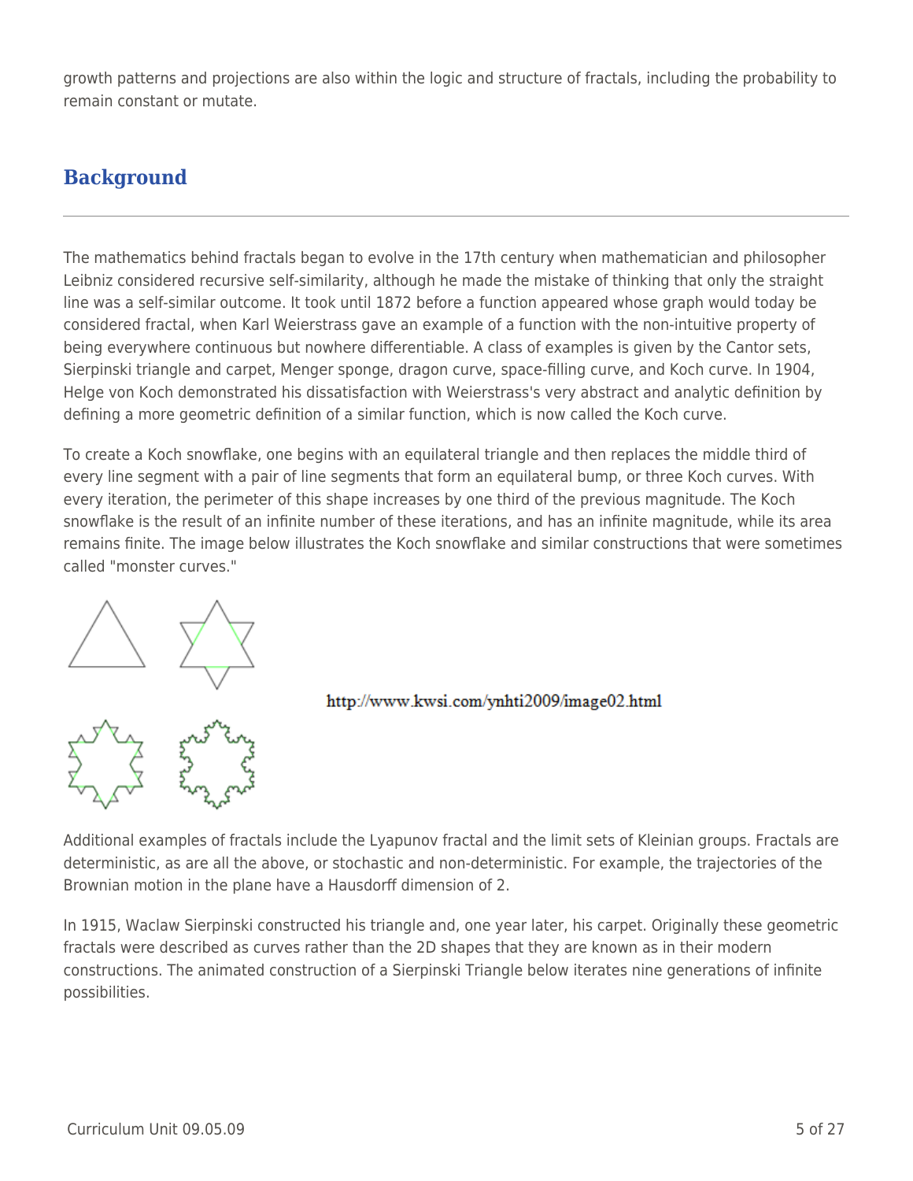growth patterns and projections are also within the logic and structure of fractals, including the probability to remain constant or mutate.

## Background

The mathematics behind fractals began to evolve in the 17th century when mathematician and philosopher Leibniz considered recursive self-similarity, although he made the mistake of thinking that only the straight line was a self-similar outcome. It took until 1872 before a function appeared whose graph would today be considered fractal, when Karl Weierstrass gave an example of a function with the non-intuitive property of being everywhere continuous but nowhere differentiable. A class of examples is given by the Cantor sets, Sierpinski triangle and carpet, Menger sponge, dragon curve, space-filling curve, and Koch curve. In 1904, Helge von Koch demonstrated his dissatisfaction with Weierstrass's very abstract and analytic definition by defining a more geometric definition of a similar function, which is now called the Koch curve.

To create a Koch snowflake, one begins with an equilateral triangle and then replaces the middle third of every line segment with a pair of line segments that form an equilateral bump, or three Koch curves. With every iteration, the perimeter of this shape increases by one third of the previous magnitude. The Koch snowflake is the result of an infinite number of these iterations, and has an infinite magnitude, while its area remains finite. The image below illustrates the Koch snowflake and similar constructions that were sometimes called "monster curves."

http://www.kwsi.com/ynhti2009/image02.html

Additional examples of fractals include the Lyapunov fractal and the limit sets of Kleinian groups. Fractals are deterministic, as are all the above, or stochastic and non-deterministic. For example, the trajectories of the Brownian motion in the plane have a Hausdorff dimension of 2.

In 1915, Waclaw Sierpinski constructed his triangle and, one year later, his carpet. Originally these geometric fractals were described as curves rather than the 2D shapes that they are known as in their modern constructions. The animated construction of a Sierpinski Triangle below iterates nine generations of infinite possibilities.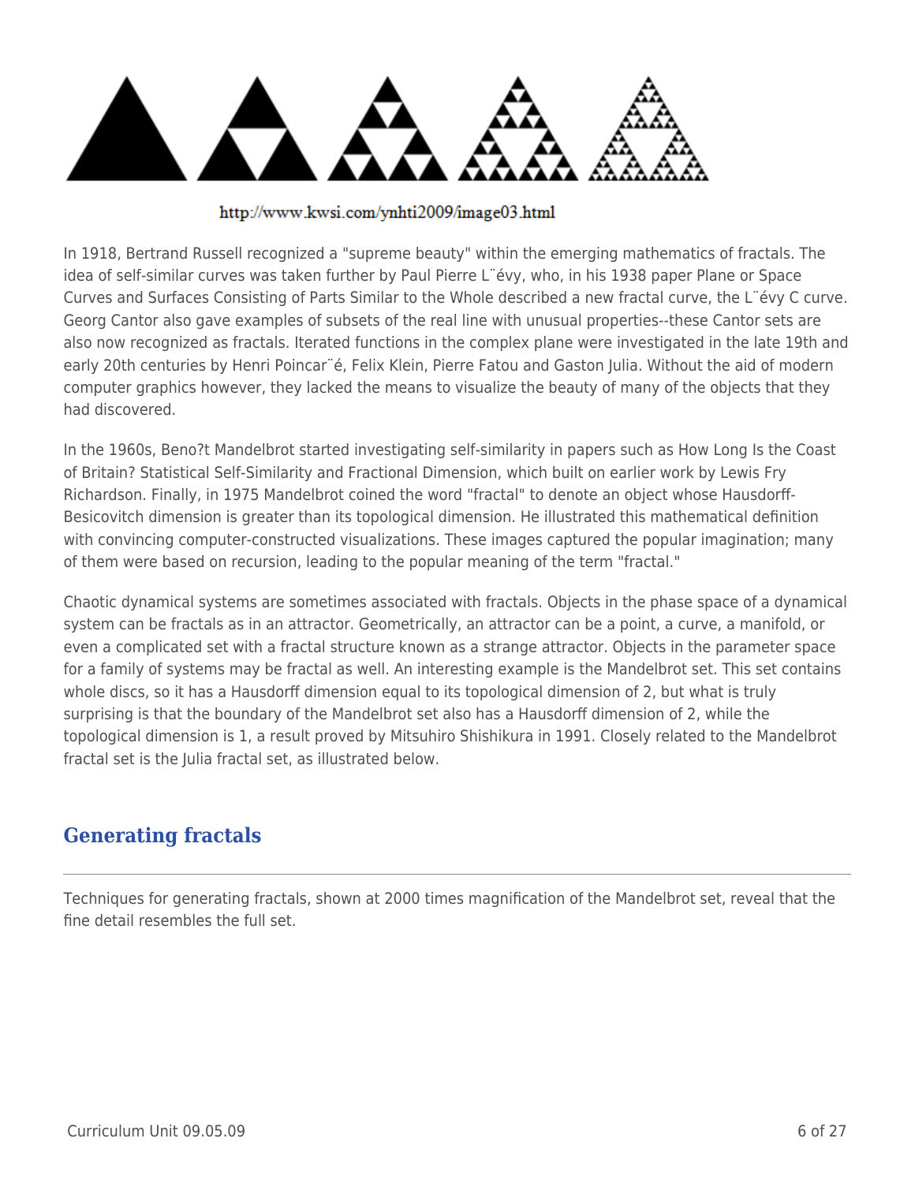http://www.kwsi.com/ynhti2009/image03.html

In 1918, Bertrand Russell recognized a "supreme beauty" within the emerging mathematics of fractals. The idea of self-similar curves was taken further by Paul Pierre L¨évy, who, in his 1938 paper Plane or Space Curves and Surfaces Consisting of Parts Similar to the Whole described a new fractal curve, the L¨évy C curve. Georg Cantor also gave examples of subsets of the real line with unusual properties--these Cantor sets are also now recognized as fractals. Iterated functions in the complex plane were investigated in the late 19th and early 20th centuries by Henri Poincar¨é, Felix Klein, Pierre Fatou and Gaston Julia. Without the aid of modern computer graphics however, they lacked the means to visualize the beauty of many of the objects that they had discovered.

In the 1960s, Beno?t Mandelbrot started investigating self-similarity in papers such as How Long Is the Coast of Britain? Statistical Self-Similarity and Fractional Dimension, which built on earlier work by Lewis Fry Richardson. Finally, in 1975 Mandelbrot coined the word "fractal" to denote an object whose Hausdorff-Besicovitch dimension is greater than its topological dimension. He illustrated this mathematical definition with convincing computer-constructed visualizations. These images captured the popular imagination; many of them were based on recursion, leading to the popular meaning of the term "fractal."

Chaotic dynamical systems are sometimes associated with fractals. Objects in the phase space of a dynamical system can be fractals as in an attractor. Geometrically, an attractor can be a point, a curve, a manifold, or even a complicated set with a fractal structure known as a strange attractor. Objects in the parameter space for a family of systems may be fractal as well. An interesting example is the Mandelbrot set. This set contains whole discs, so it has a Hausdorff dimension equal to its topological dimension of 2, but what is truly surprising is that the boundary of the Mandelbrot set also has a Hausdorff dimension of 2, while the topological dimension is 1, a result proved by Mitsuhiro Shishikura in 1991. Closely related to the Mandelbrot fractal set is the Julia fractal set, as illustrated below.

## Generating fractals

Techniques for generating fractals, shown at 2000 times magnification of the Mandelbrot set, reveal that the fine detail resembles the full set.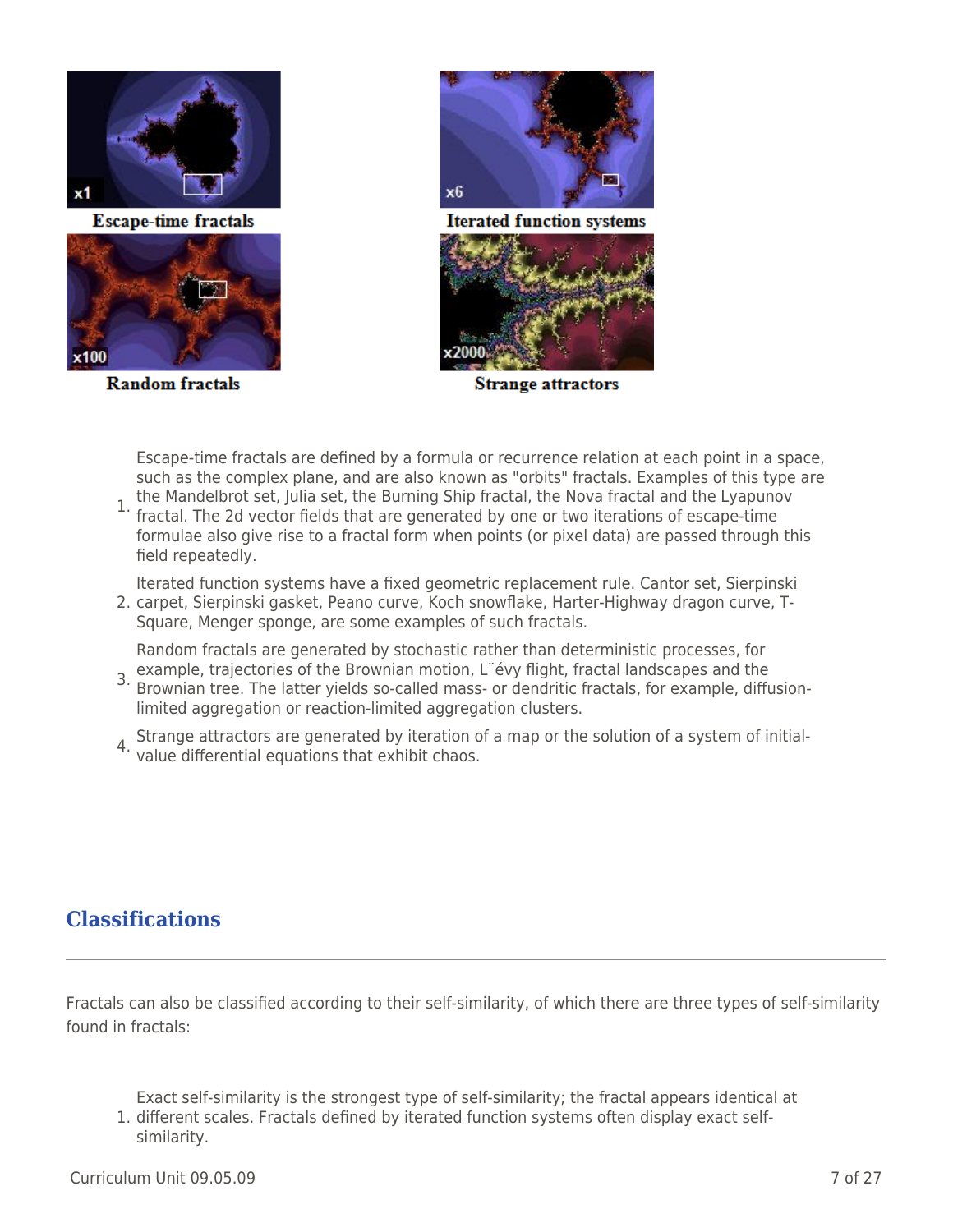Escape-time fractals

Iterated function systems

Random fractals

Strange attractors

1. Escape-time fractals are defined by a formula or recurrence relation at each point in a space, such as the complex plane, and are also known as "orbits" fractals. Examples of this type are the Mandelbrot set, Julia set, the Burning Ship fractal, the Nova fractal and the Lyapunov fractal. The 2d vector fields that are generated by one or two iterations of escape-time formulae also give rise to a fractal form when points (or pixel data) are passed through this field repeatedly.
2. Iterated function systems have a fixed geometric replacement rule. Cantor set, Sierpinski carpet, Sierpinski gasket, Peano curve, Koch snowflake, Harter-Highway dragon curve, T-Square, Menger sponge, are some examples of such fractals.
3. Random fractals are generated by stochastic rather than deterministic processes, for example, trajectories of the Brownian motion, L¨évy flight, fractal landscapes and the Brownian tree. The latter yields so-called mass- or dendritic fractals, for example, diffusion-limited aggregation or reaction-limited aggregation clusters.
4. Strange attractors are generated by iteration of a map or the solution of a system of initial-value differential equations that exhibit chaos.

## Classifications

Fractals can also be classified according to their self-similarity, of which there are three types of self-similarity found in fractals:

1. Exact self-similarity is the strongest type of self-similarity; the fractal appears identical at different scales. Fractals defined by iterated function systems often display exact self-similarity.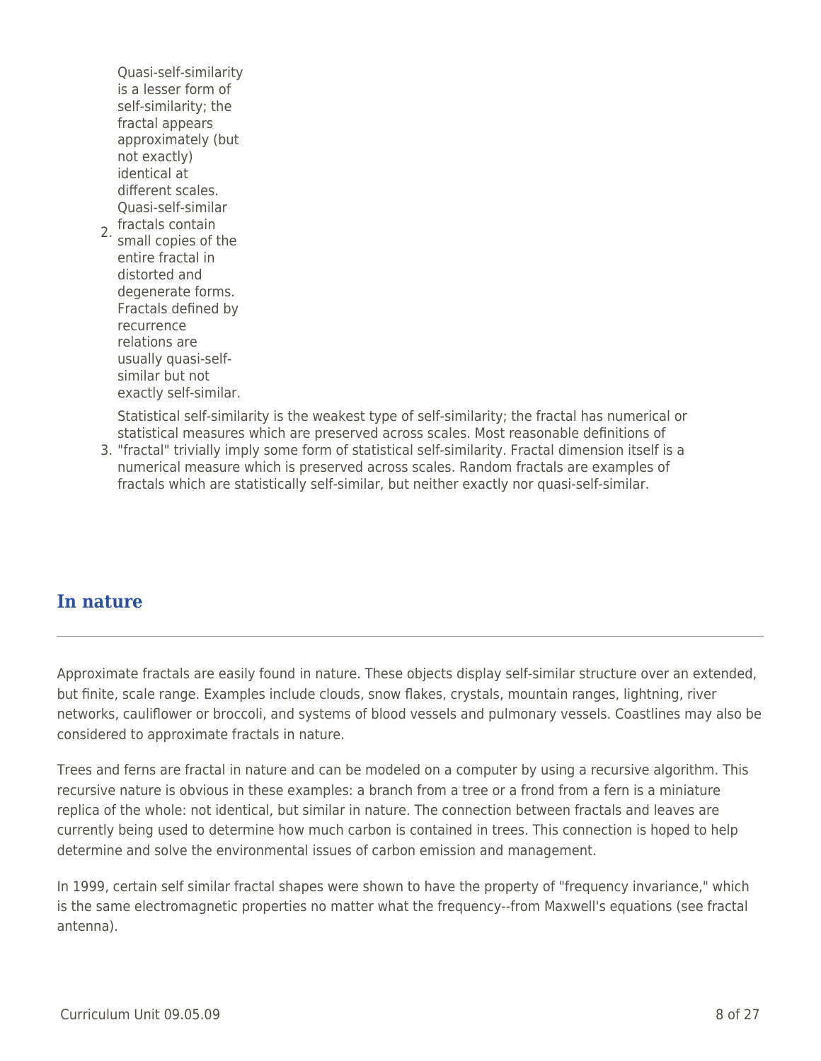2. Quasi-self-similarity is a lesser form of self-similarity; the fractal appears approximately (but not exactly) identical at different scales. Quasi-self-similar fractals contain small copies of the entire fractal in distorted and degenerate forms. Fractals defined by recurrence relations are usually quasi-self-similar but not exactly self-similar.
3. Statistical self-similarity is the weakest type of self-similarity; the fractal has numerical or statistical measures which are preserved across scales. Most reasonable definitions of "fractal" trivially imply some form of statistical self-similarity. Fractal dimension itself is a numerical measure which is preserved across scales. Random fractals are examples of fractals which are statistically self-similar, but neither exactly nor quasi-self-similar.

## In nature

Approximate fractals are easily found in nature. These objects display self-similar structure over an extended, but finite, scale range. Examples include clouds, snow flakes, crystals, mountain ranges, lightning, river networks, cauliflower or broccoli, and systems of blood vessels and pulmonary vessels. Coastlines may also be considered to approximate fractals in nature.

Trees and ferns are fractal in nature and can be modeled on a computer by using a recursive algorithm. This recursive nature is obvious in these examples: a branch from a tree or a frond from a fern is a miniature replica of the whole: not identical, but similar in nature. The connection between fractals and leaves are currently being used to determine how much carbon is contained in trees. This connection is hoped to help determine and solve the environmental issues of carbon emission and management.

In 1999, certain self similar fractal shapes were shown to have the property of "frequency invariance," which is the same electromagnetic properties no matter what the frequency--from Maxwell's equations (see fractal antenna).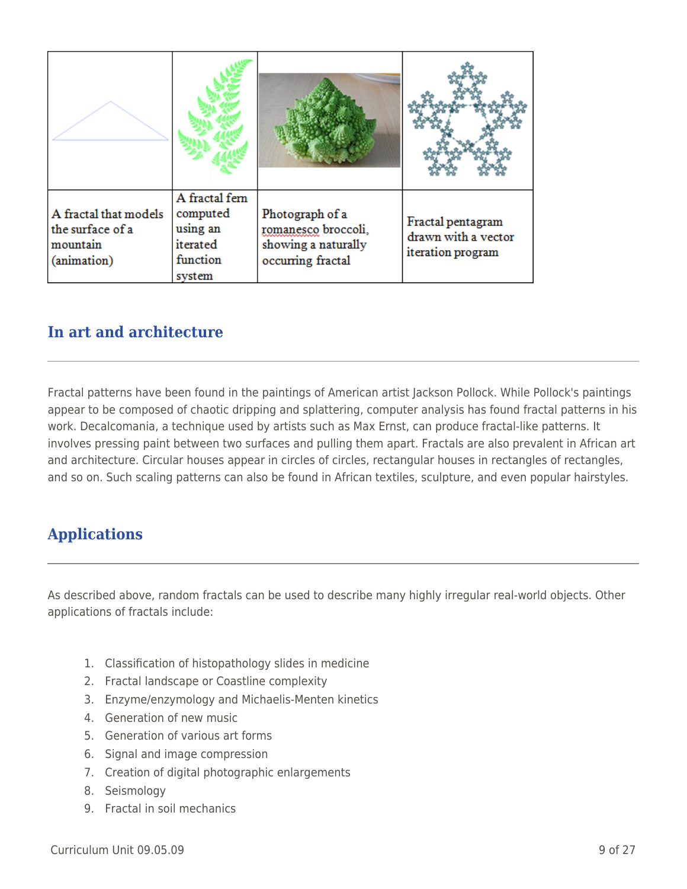| A fractal that models the surface of a mountain (animation) | A fractal fern computed using an iterated function system | Photograph of a romanesco broccoli, showing a naturally occurring fractal | Fractal pentagram drawn with a vector iteration program |
|---|---|---|---|

## In art and architecture

Fractal patterns have been found in the paintings of American artist Jackson Pollock. While Pollock's paintings appear to be composed of chaotic dripping and splattering, computer analysis has found fractal patterns in his work. Decalcomania, a technique used by artists such as Max Ernst, can produce fractal-like patterns. It involves pressing paint between two surfaces and pulling them apart. Fractals are also prevalent in African art and architecture. Circular houses appear in circles of circles, rectangular houses in rectangles of rectangles, and so on. Such scaling patterns can also be found in African textiles, sculpture, and even popular hairstyles.

## Applications

As described above, random fractals can be used to describe many highly irregular real-world objects. Other applications of fractals include:

1. Classification of histopathology slides in medicine
2. Fractal landscape or Coastline complexity
3. Enzyme/enzymology and Michaelis-Menten kinetics
4. Generation of new music
5. Generation of various art forms
6. Signal and image compression
7. Creation of digital photographic enlargements
8. Seismology
9. Fractal in soil mechanics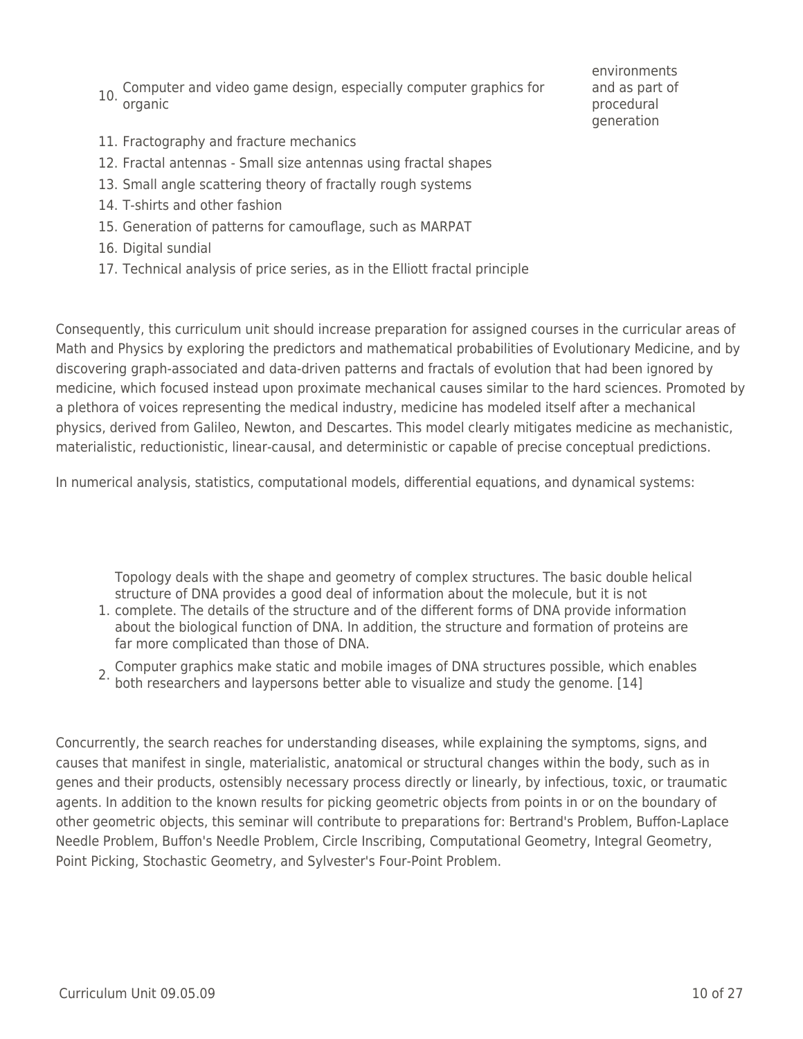10. Computer and video game design, especially computer graphics for organic environments and as part of procedural generation
11. Fractography and fracture mechanics
12. Fractal antennas - Small size antennas using fractal shapes
13. Small angle scattering theory of fractally rough systems
14. T-shirts and other fashion
15. Generation of patterns for camouflage, such as MARPAT
16. Digital sundial
17. Technical analysis of price series, as in the Elliott fractal principle

Consequently, this curriculum unit should increase preparation for assigned courses in the curricular areas of Math and Physics by exploring the predictors and mathematical probabilities of Evolutionary Medicine, and by discovering graph-associated and data-driven patterns and fractals of evolution that had been ignored by medicine, which focused instead upon proximate mechanical causes similar to the hard sciences. Promoted by a plethora of voices representing the medical industry, medicine has modeled itself after a mechanical physics, derived from Galileo, Newton, and Descartes. This model clearly mitigates medicine as mechanistic, materialistic, reductionistic, linear-causal, and deterministic or capable of precise conceptual predictions.

In numerical analysis, statistics, computational models, differential equations, and dynamical systems:

1. Topology deals with the shape and geometry of complex structures. The basic double helical structure of DNA provides a good deal of information about the molecule, but it is not complete. The details of the structure and of the different forms of DNA provide information about the biological function of DNA. In addition, the structure and formation of proteins are far more complicated than those of DNA.
2. Computer graphics make static and mobile images of DNA structures possible, which enables both researchers and laypersons better able to visualize and study the genome. [14]

Concurrently, the search reaches for understanding diseases, while explaining the symptoms, signs, and causes that manifest in single, materialistic, anatomical or structural changes within the body, such as in genes and their products, ostensibly necessary process directly or linearly, by infectious, toxic, or traumatic agents. In addition to the known results for picking geometric objects from points in or on the boundary of other geometric objects, this seminar will contribute to preparations for: Bertrand's Problem, Buffon-Laplace Needle Problem, Buffon's Needle Problem, Circle Inscribing, Computational Geometry, Integral Geometry, Point Picking, Stochastic Geometry, and Sylvester's Four-Point Problem.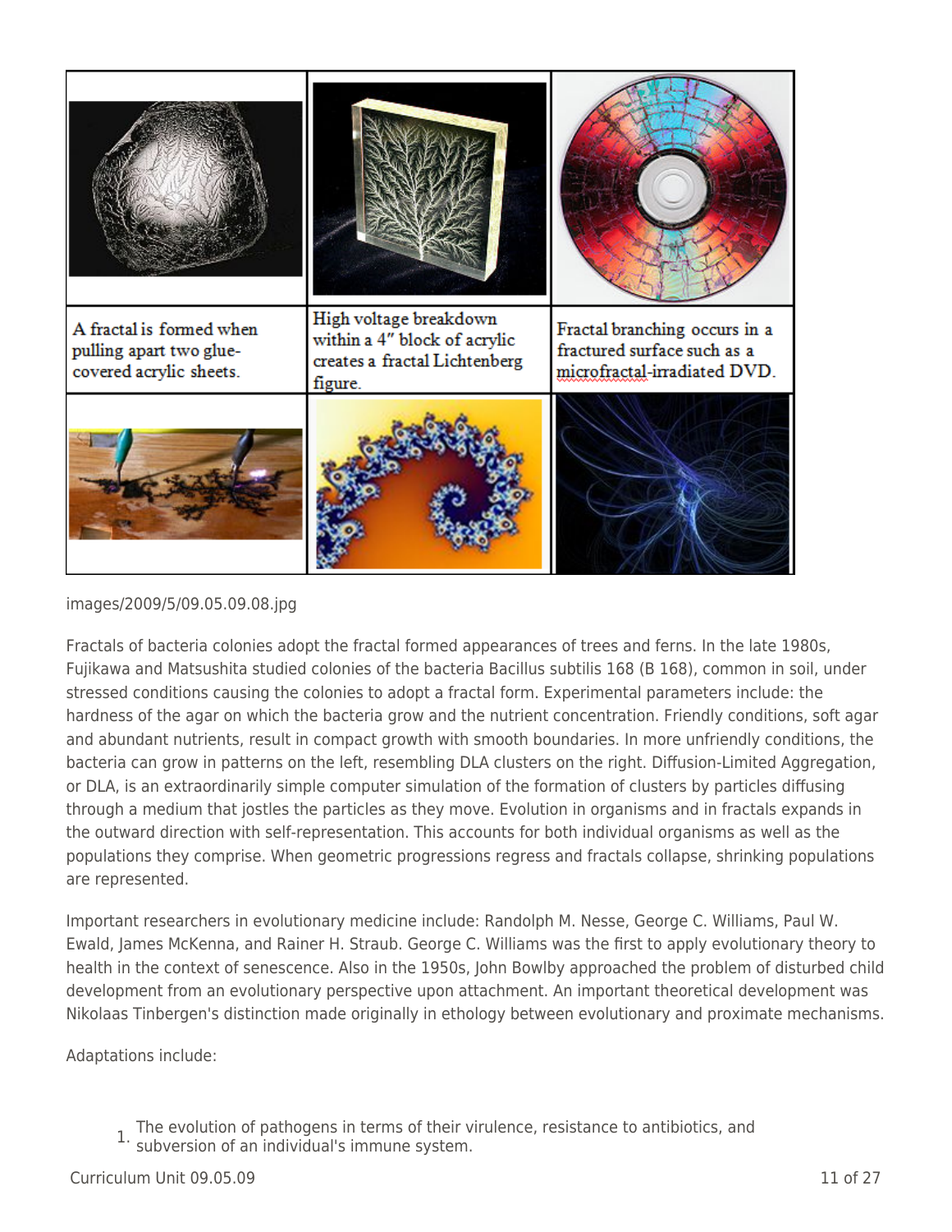| | | |
|---|---|---|
| | | |
| A fractal is formed when pulling apart two glue-covered acrylic sheets. | High voltage breakdown within a 4" block of acrylic creates a fractal Lichtenberg figure. | Fractal branching occurs in a fractured surface such as a microfractal-irradiated DVD. |
| | | |

images/2009/5/09.05.09.08.jpg

Fractals of bacteria colonies adopt the fractal formed appearances of trees and ferns. In the late 1980s, Fujikawa and Matsushita studied colonies of the bacteria Bacillus subtilis 168 (B 168), common in soil, under stressed conditions causing the colonies to adopt a fractal form. Experimental parameters include: the hardness of the agar on which the bacteria grow and the nutrient concentration. Friendly conditions, soft agar and abundant nutrients, result in compact growth with smooth boundaries. In more unfriendly conditions, the bacteria can grow in patterns on the left, resembling DLA clusters on the right. Diffusion-Limited Aggregation, or DLA, is an extraordinarily simple computer simulation of the formation of clusters by particles diffusing through a medium that jostles the particles as they move. Evolution in organisms and in fractals expands in the outward direction with self-representation. This accounts for both individual organisms as well as the populations they comprise. When geometric progressions regress and fractals collapse, shrinking populations are represented.

Important researchers in evolutionary medicine include: Randolph M. Nesse, George C. Williams, Paul W. Ewald, James McKenna, and Rainer H. Straub. George C. Williams was the first to apply evolutionary theory to health in the context of senescence. Also in the 1950s, John Bowlby approached the problem of disturbed child development from an evolutionary perspective upon attachment. An important theoretical development was Nikolaas Tinbergen's distinction made originally in ethology between evolutionary and proximate mechanisms.

Adaptations include:

1. The evolution of pathogens in terms of their virulence, resistance to antibiotics, and subversion of an individual's immune system.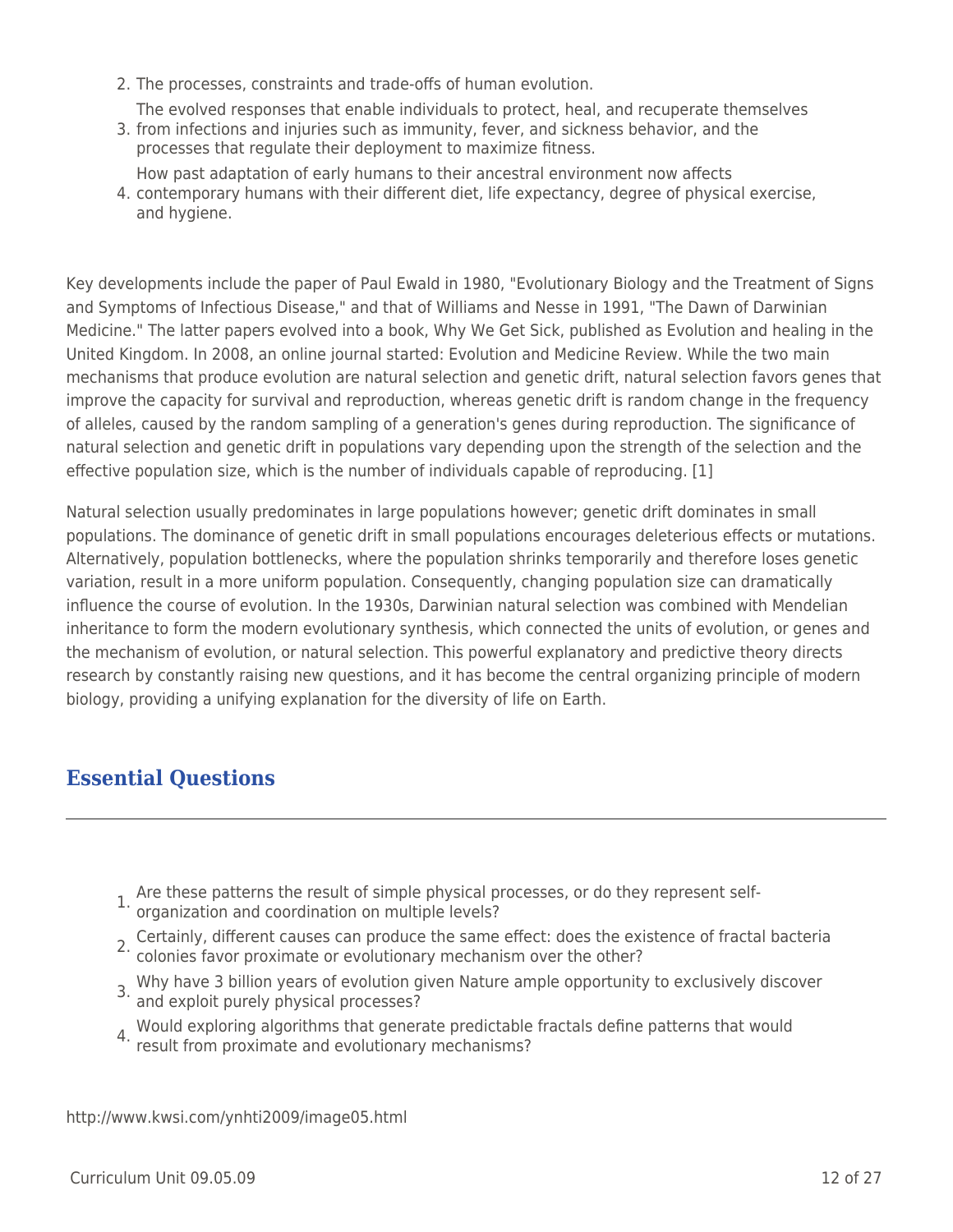2. The processes, constraints and trade-offs of human evolution.
3. The evolved responses that enable individuals to protect, heal, and recuperate themselves from infections and injuries such as immunity, fever, and sickness behavior, and the processes that regulate their deployment to maximize fitness.
4. How past adaptation of early humans to their ancestral environment now affects contemporary humans with their different diet, life expectancy, degree of physical exercise, and hygiene.

Key developments include the paper of Paul Ewald in 1980, "Evolutionary Biology and the Treatment of Signs and Symptoms of Infectious Disease," and that of Williams and Nesse in 1991, "The Dawn of Darwinian Medicine." The latter papers evolved into a book, Why We Get Sick, published as Evolution and healing in the United Kingdom. In 2008, an online journal started: Evolution and Medicine Review. While the two main mechanisms that produce evolution are natural selection and genetic drift, natural selection favors genes that improve the capacity for survival and reproduction, whereas genetic drift is random change in the frequency of alleles, caused by the random sampling of a generation's genes during reproduction. The significance of natural selection and genetic drift in populations vary depending upon the strength of the selection and the effective population size, which is the number of individuals capable of reproducing. [1]

Natural selection usually predominates in large populations however; genetic drift dominates in small populations. The dominance of genetic drift in small populations encourages deleterious effects or mutations. Alternatively, population bottlenecks, where the population shrinks temporarily and therefore loses genetic variation, result in a more uniform population. Consequently, changing population size can dramatically influence the course of evolution. In the 1930s, Darwinian natural selection was combined with Mendelian inheritance to form the modern evolutionary synthesis, which connected the units of evolution, or genes and the mechanism of evolution, or natural selection. This powerful explanatory and predictive theory directs research by constantly raising new questions, and it has become the central organizing principle of modern biology, providing a unifying explanation for the diversity of life on Earth.

## Essential Questions

1. Are these patterns the result of simple physical processes, or do they represent self-organization and coordination on multiple levels?
2. Certainly, different causes can produce the same effect: does the existence of fractal bacteria colonies favor proximate or evolutionary mechanism over the other?
3. Why have 3 billion years of evolution given Nature ample opportunity to exclusively discover and exploit purely physical processes?
4. Would exploring algorithms that generate predictable fractals define patterns that would result from proximate and evolutionary mechanisms?

http://www.kwsi.com/ynhti2009/image05.html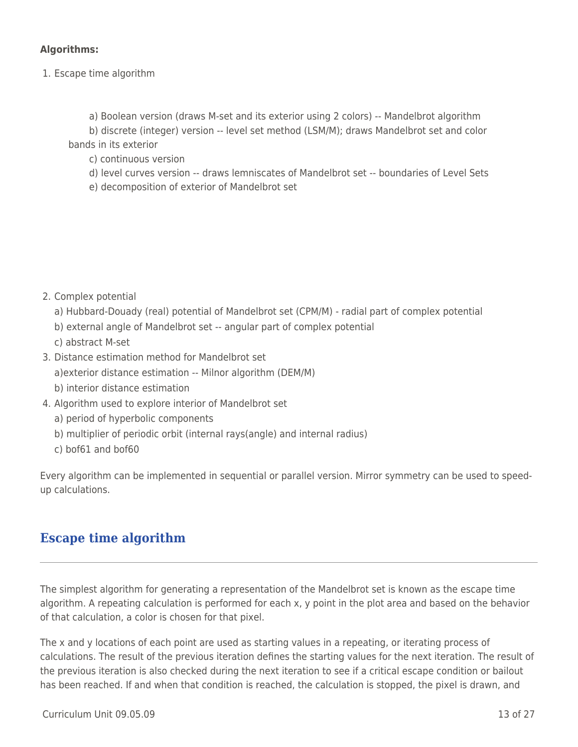**Algorithms:**

1. Escape time algorithm

    a) Boolean version (draws M-set and its exterior using 2 colors) -- Mandelbrot algorithm
    b) discrete (integer) version -- level set method (LSM/M); draws Mandelbrot set and color bands in its exterior
    c) continuous version
    d) level curves version -- draws lemniscates of Mandelbrot set -- boundaries of Level Sets
    e) decomposition of exterior of Mandelbrot set

2. Complex potential
    a) Hubbard-Douady (real) potential of Mandelbrot set (CPM/M) - radial part of complex potential
    b) external angle of Mandelbrot set -- angular part of complex potential
    c) abstract M-set
3. Distance estimation method for Mandelbrot set
    a)exterior distance estimation -- Milnor algorithm (DEM/M)
    b) interior distance estimation
4. Algorithm used to explore interior of Mandelbrot set
    a) period of hyperbolic components
    b) multiplier of periodic orbit (internal rays(angle) and internal radius)
    c) bof61 and bof60

Every algorithm can be implemented in sequential or parallel version. Mirror symmetry can be used to speed-up calculations.

## Escape time algorithm

The simplest algorithm for generating a representation of the Mandelbrot set is known as the escape time algorithm. A repeating calculation is performed for each x, y point in the plot area and based on the behavior of that calculation, a color is chosen for that pixel.

The x and y locations of each point are used as starting values in a repeating, or iterating process of calculations. The result of the previous iteration defines the starting values for the next iteration. The result of the previous iteration is also checked during the next iteration to see if a critical escape condition or bailout has been reached. If and when that condition is reached, the calculation is stopped, the pixel is drawn, and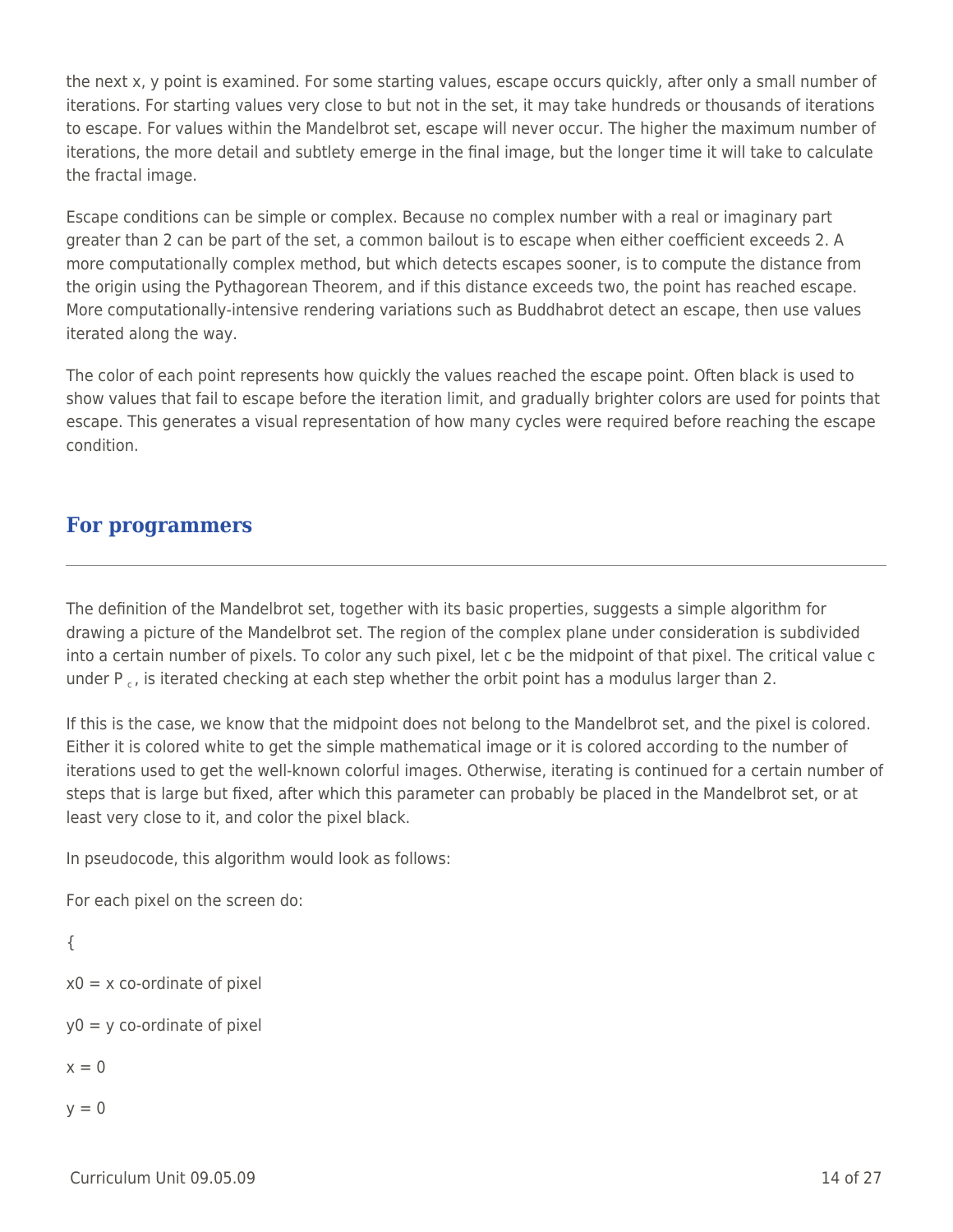the next x, y point is examined. For some starting values, escape occurs quickly, after only a small number of iterations. For starting values very close to but not in the set, it may take hundreds or thousands of iterations to escape. For values within the Mandelbrot set, escape will never occur. The higher the maximum number of iterations, the more detail and subtlety emerge in the final image, but the longer time it will take to calculate the fractal image.

Escape conditions can be simple or complex. Because no complex number with a real or imaginary part greater than 2 can be part of the set, a common bailout is to escape when either coefficient exceeds 2. A more computationally complex method, but which detects escapes sooner, is to compute the distance from the origin using the Pythagorean Theorem, and if this distance exceeds two, the point has reached escape. More computationally-intensive rendering variations such as Buddhabrot detect an escape, then use values iterated along the way.

The color of each point represents how quickly the values reached the escape point. Often black is used to show values that fail to escape before the iteration limit, and gradually brighter colors are used for points that escape. This generates a visual representation of how many cycles were required before reaching the escape condition.

## For programmers

The definition of the Mandelbrot set, together with its basic properties, suggests a simple algorithm for drawing a picture of the Mandelbrot set. The region of the complex plane under consideration is subdivided into a certain number of pixels. To color any such pixel, let c be the midpoint of that pixel. The critical value c under $P_c$, is iterated checking at each step whether the orbit point has a modulus larger than 2.

If this is the case, we know that the midpoint does not belong to the Mandelbrot set, and the pixel is colored. Either it is colored white to get the simple mathematical image or it is colored according to the number of iterations used to get the well-known colorful images. Otherwise, iterating is continued for a certain number of steps that is large but fixed, after which this parameter can probably be placed in the Mandelbrot set, or at least very close to it, and color the pixel black.

In pseudocode, this algorithm would look as follows:

```
For each pixel on the screen do:

{

x0 = x co-ordinate of pixel

y0 = y co-ordinate of pixel

x = 0

y = 0
```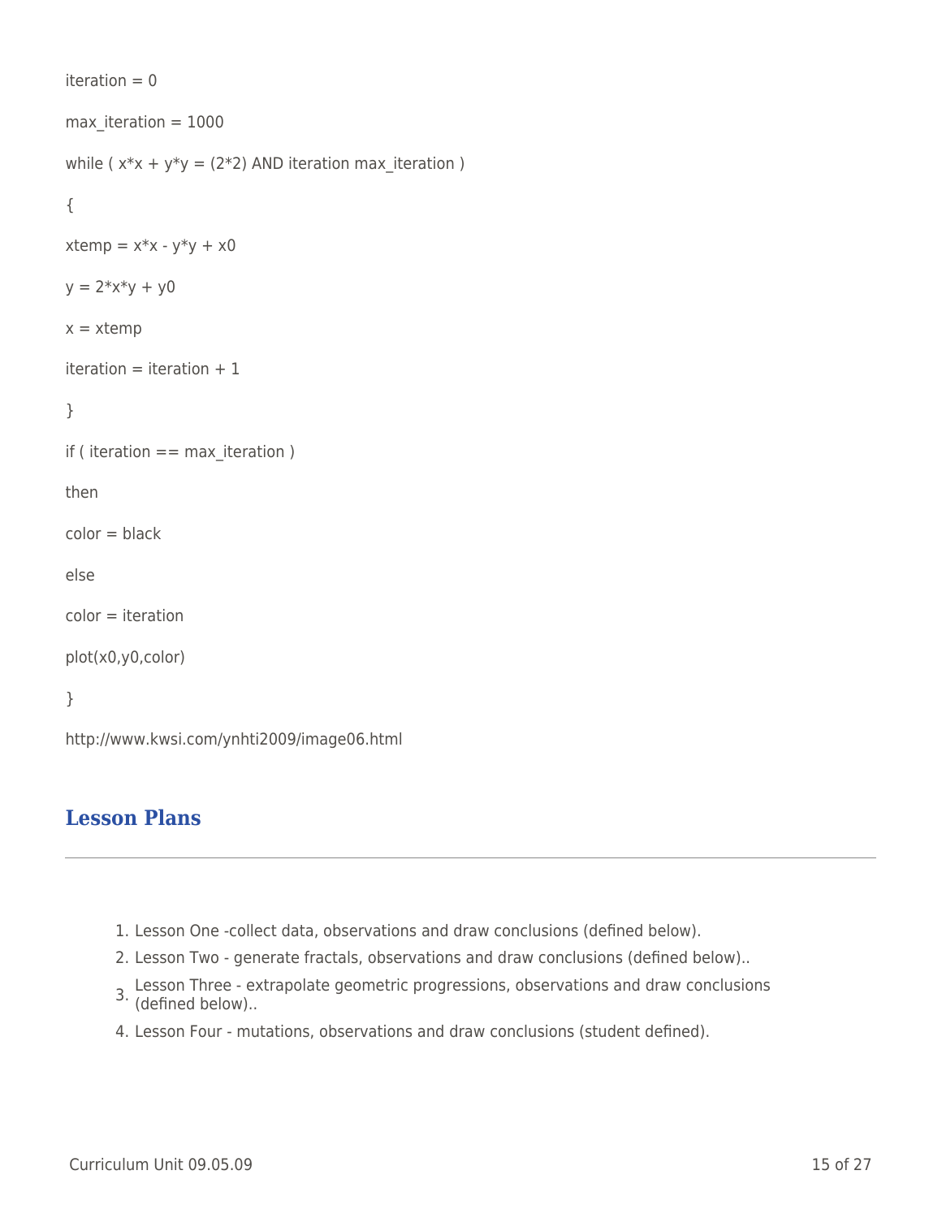```
iteration = 0

max_iteration = 1000

while ( x*x + y*y = (2*2) AND iteration max_iteration )

{

xtemp = x*x - y*y + x0

y = 2*x*y + y0

x = xtemp

iteration = iteration + 1

}

if ( iteration == max_iteration )

then

color = black

else

color = iteration

plot(x0,y0,color)

}
```

http://www.kwsi.com/ynhti2009/image06.html

## Lesson Plans

---

1. Lesson One -collect data, observations and draw conclusions (defined below).
2. Lesson Two - generate fractals, observations and draw conclusions (defined below)..
3. Lesson Three - extrapolate geometric progressions, observations and draw conclusions (defined below)..
4. Lesson Four - mutations, observations and draw conclusions (student defined).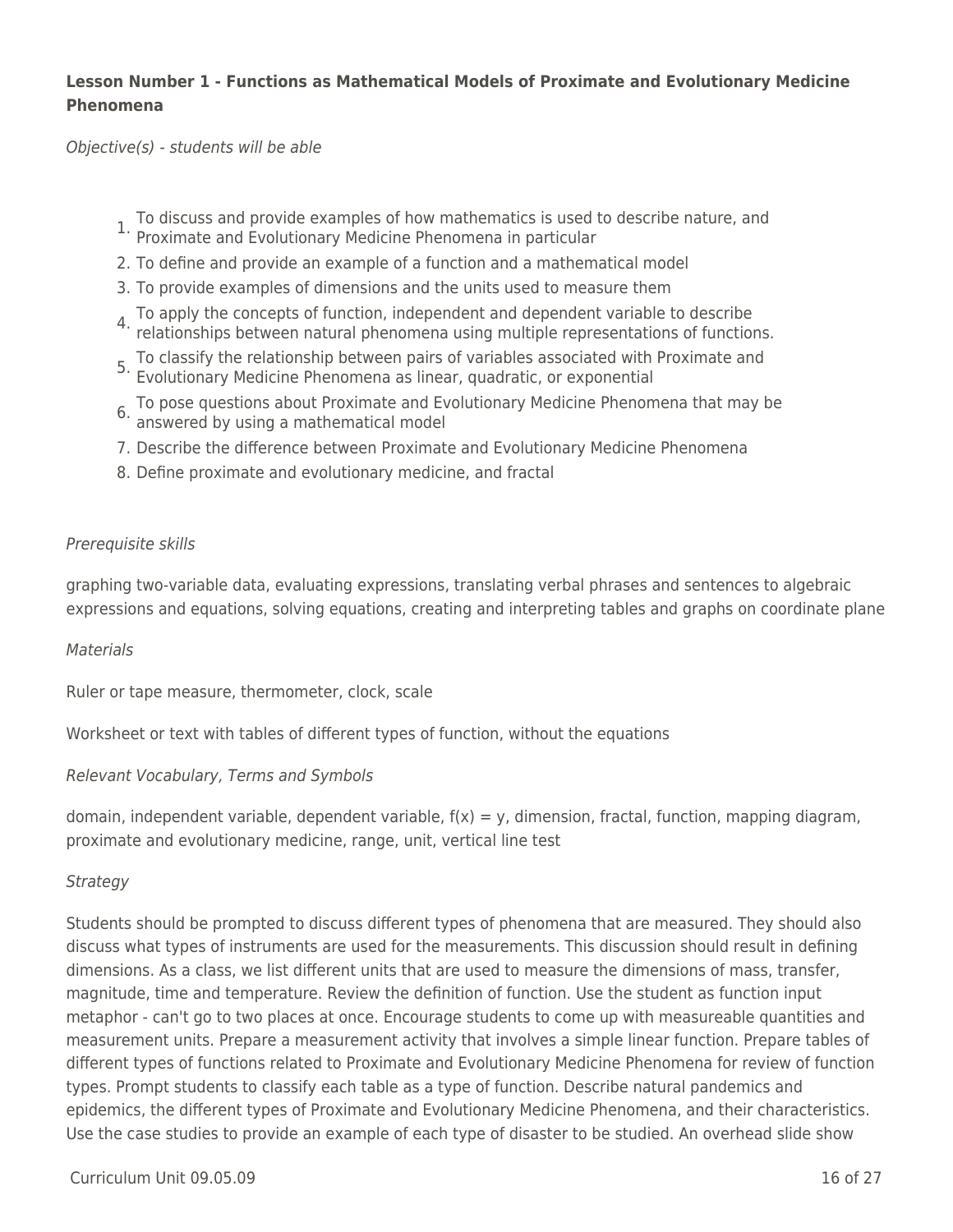**Lesson Number 1 - Functions as Mathematical Models of Proximate and Evolutionary Medicine Phenomena**

*Objective(s) - students will be able*

1. To discuss and provide examples of how mathematics is used to describe nature, and Proximate and Evolutionary Medicine Phenomena in particular
2. To define and provide an example of a function and a mathematical model
3. To provide examples of dimensions and the units used to measure them
4. To apply the concepts of function, independent and dependent variable to describe relationships between natural phenomena using multiple representations of functions.
5. To classify the relationship between pairs of variables associated with Proximate and Evolutionary Medicine Phenomena as linear, quadratic, or exponential
6. To pose questions about Proximate and Evolutionary Medicine Phenomena that may be answered by using a mathematical model
7. Describe the difference between Proximate and Evolutionary Medicine Phenomena
8. Define proximate and evolutionary medicine, and fractal

*Prerequisite skills*

graphing two-variable data, evaluating expressions, translating verbal phrases and sentences to algebraic expressions and equations, solving equations, creating and interpreting tables and graphs on coordinate plane

*Materials*

Ruler or tape measure, thermometer, clock, scale

Worksheet or text with tables of different types of function, without the equations

*Relevant Vocabulary, Terms and Symbols*

domain, independent variable, dependent variable, $f(x) = y$, dimension, fractal, function, mapping diagram, proximate and evolutionary medicine, range, unit, vertical line test

*Strategy*

Students should be prompted to discuss different types of phenomena that are measured. They should also discuss what types of instruments are used for the measurements. This discussion should result in defining dimensions. As a class, we list different units that are used to measure the dimensions of mass, transfer, magnitude, time and temperature. Review the definition of function. Use the student as function input metaphor - can't go to two places at once. Encourage students to come up with measureable quantities and measurement units. Prepare a measurement activity that involves a simple linear function. Prepare tables of different types of functions related to Proximate and Evolutionary Medicine Phenomena for review of function types. Prompt students to classify each table as a type of function. Describe natural pandemics and epidemics, the different types of Proximate and Evolutionary Medicine Phenomena, and their characteristics. Use the case studies to provide an example of each type of disaster to be studied. An overhead slide show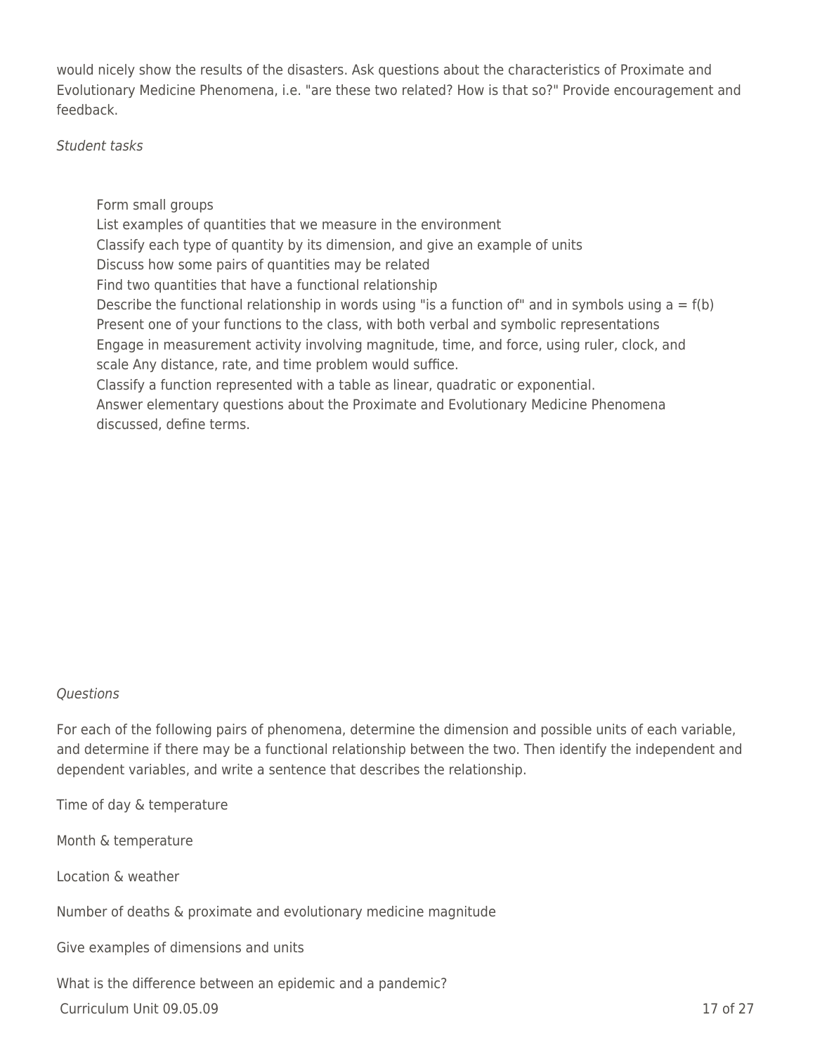would nicely show the results of the disasters. Ask questions about the characteristics of Proximate and Evolutionary Medicine Phenomena, i.e. "are these two related? How is that so?" Provide encouragement and feedback.

*Student tasks*

- Form small groups
- List examples of quantities that we measure in the environment
- Classify each type of quantity by its dimension, and give an example of units
- Discuss how some pairs of quantities may be related
- Find two quantities that have a functional relationship
- Describe the functional relationship in words using "is a function of" and in symbols using $a = f(b)$
- Present one of your functions to the class, with both verbal and symbolic representations
- Engage in measurement activity involving magnitude, time, and force, using ruler, clock, and scale Any distance, rate, and time problem would suffice.
- Classify a function represented with a table as linear, quadratic or exponential.
- Answer elementary questions about the Proximate and Evolutionary Medicine Phenomena discussed, define terms.

*Questions*

For each of the following pairs of phenomena, determine the dimension and possible units of each variable, and determine if there may be a functional relationship between the two. Then identify the independent and dependent variables, and write a sentence that describes the relationship.

Time of day & temperature

Month & temperature

Location & weather

Number of deaths & proximate and evolutionary medicine magnitude

Give examples of dimensions and units

What is the difference between an epidemic and a pandemic?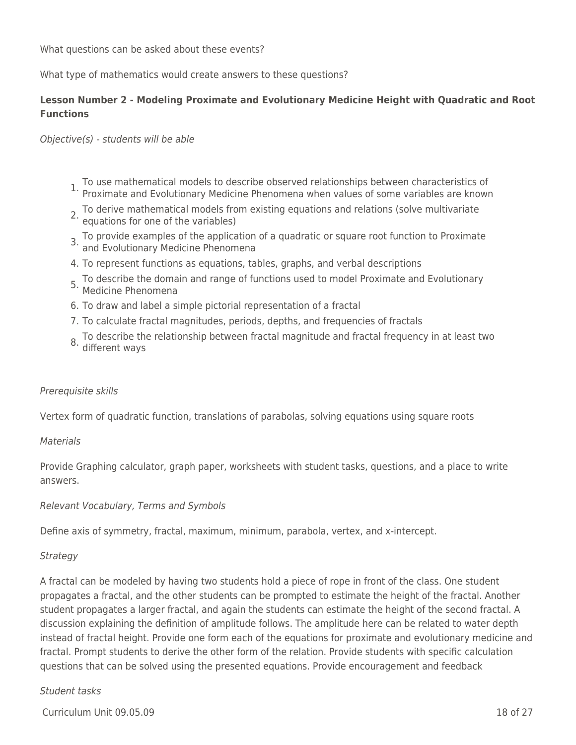What questions can be asked about these events?

What type of mathematics would create answers to these questions?

**Lesson Number 2 - Modeling Proximate and Evolutionary Medicine Height with Quadratic and Root Functions**

*Objective(s) - students will be able*

1. To use mathematical models to describe observed relationships between characteristics of Proximate and Evolutionary Medicine Phenomena when values of some variables are known
2. To derive mathematical models from existing equations and relations (solve multivariate equations for one of the variables)
3. To provide examples of the application of a quadratic or square root function to Proximate and Evolutionary Medicine Phenomena
4. To represent functions as equations, tables, graphs, and verbal descriptions
5. To describe the domain and range of functions used to model Proximate and Evolutionary Medicine Phenomena
6. To draw and label a simple pictorial representation of a fractal
7. To calculate fractal magnitudes, periods, depths, and frequencies of fractals
8. To describe the relationship between fractal magnitude and fractal frequency in at least two different ways

*Prerequisite skills*

Vertex form of quadratic function, translations of parabolas, solving equations using square roots

*Materials*

Provide Graphing calculator, graph paper, worksheets with student tasks, questions, and a place to write answers.

*Relevant Vocabulary, Terms and Symbols*

Define axis of symmetry, fractal, maximum, minimum, parabola, vertex, and x-intercept.

*Strategy*

A fractal can be modeled by having two students hold a piece of rope in front of the class. One student propagates a fractal, and the other students can be prompted to estimate the height of the fractal. Another student propagates a larger fractal, and again the students can estimate the height of the second fractal. A discussion explaining the definition of amplitude follows. The amplitude here can be related to water depth instead of fractal height. Provide one form each of the equations for proximate and evolutionary medicine and fractal. Prompt students to derive the other form of the relation. Provide students with specific calculation questions that can be solved using the presented equations. Provide encouragement and feedback

*Student tasks*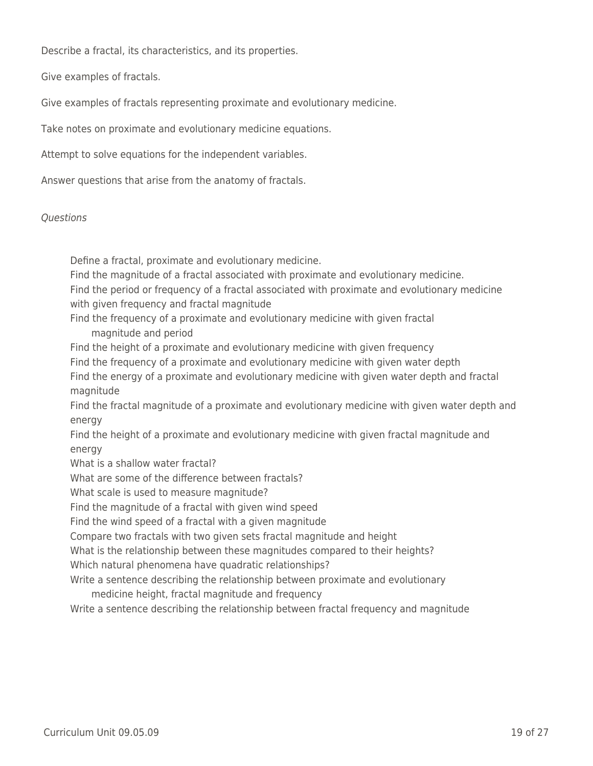Describe a fractal, its characteristics, and its properties.

Give examples of fractals.

Give examples of fractals representing proximate and evolutionary medicine.

Take notes on proximate and evolutionary medicine equations.

Attempt to solve equations for the independent variables.

Answer questions that arise from the anatomy of fractals.

*Questions*

- Define a fractal, proximate and evolutionary medicine.
- Find the magnitude of a fractal associated with proximate and evolutionary medicine.
- Find the period or frequency of a fractal associated with proximate and evolutionary medicine with given frequency and fractal magnitude
- Find the frequency of a proximate and evolutionary medicine with given fractal magnitude and period
- Find the height of a proximate and evolutionary medicine with given frequency
- Find the frequency of a proximate and evolutionary medicine with given water depth
- Find the energy of a proximate and evolutionary medicine with given water depth and fractal magnitude
- Find the fractal magnitude of a proximate and evolutionary medicine with given water depth and energy
- Find the height of a proximate and evolutionary medicine with given fractal magnitude and energy
- What is a shallow water fractal?
- What are some of the difference between fractals?
- What scale is used to measure magnitude?
- Find the magnitude of a fractal with given wind speed
- Find the wind speed of a fractal with a given magnitude
- Compare two fractals with two given sets fractal magnitude and height
- What is the relationship between these magnitudes compared to their heights?
- Which natural phenomena have quadratic relationships?
- Write a sentence describing the relationship between proximate and evolutionary medicine height, fractal magnitude and frequency
- Write a sentence describing the relationship between fractal frequency and magnitude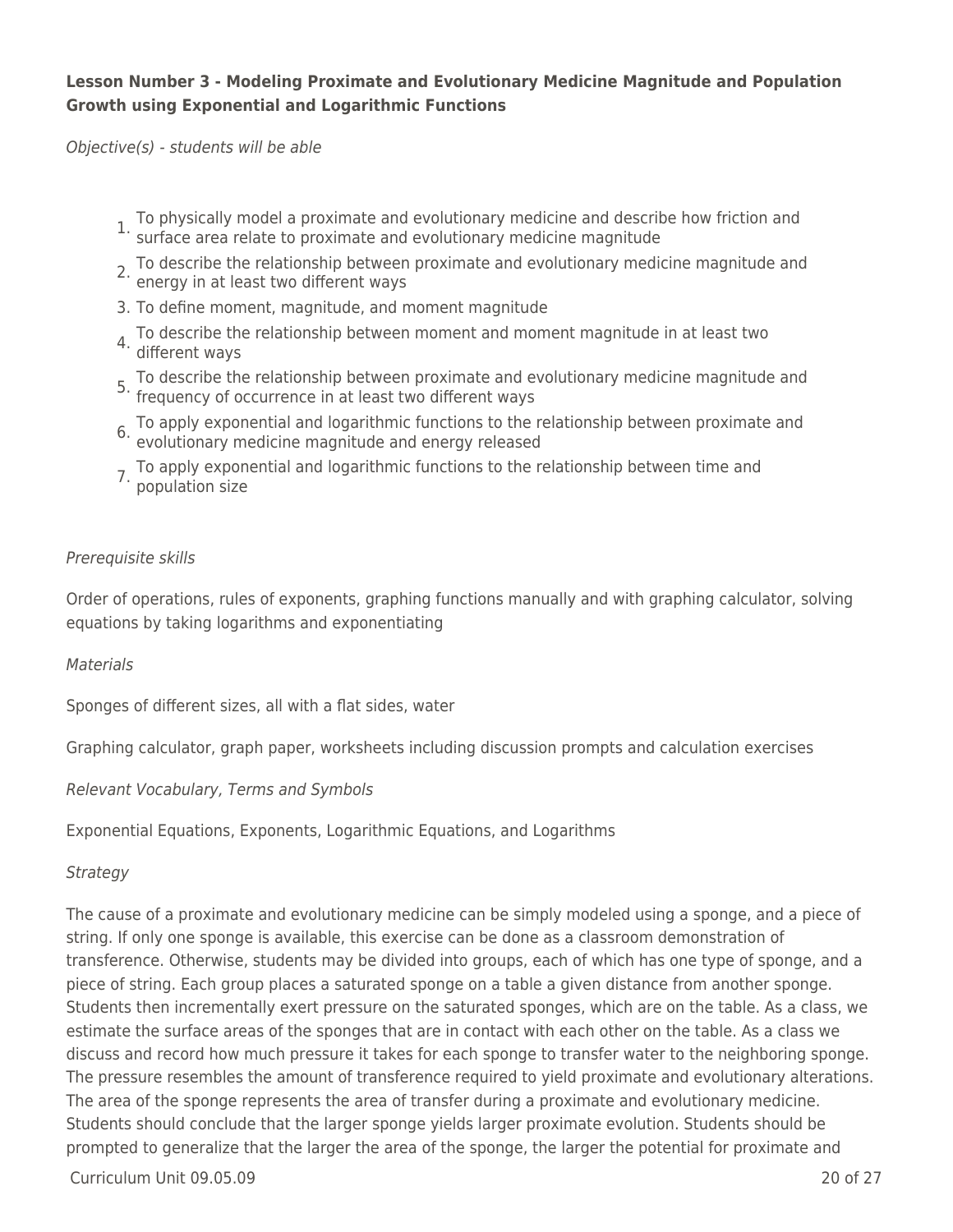**Lesson Number 3 - Modeling Proximate and Evolutionary Medicine Magnitude and Population Growth using Exponential and Logarithmic Functions**

*Objective(s) - students will be able*

1. To physically model a proximate and evolutionary medicine and describe how friction and surface area relate to proximate and evolutionary medicine magnitude
2. To describe the relationship between proximate and evolutionary medicine magnitude and energy in at least two different ways
3. To define moment, magnitude, and moment magnitude
4. To describe the relationship between moment and moment magnitude in at least two different ways
5. To describe the relationship between proximate and evolutionary medicine magnitude and frequency of occurrence in at least two different ways
6. To apply exponential and logarithmic functions to the relationship between proximate and evolutionary medicine magnitude and energy released
7. To apply exponential and logarithmic functions to the relationship between time and population size

*Prerequisite skills*

Order of operations, rules of exponents, graphing functions manually and with graphing calculator, solving equations by taking logarithms and exponentiating

*Materials*

Sponges of different sizes, all with a flat sides, water

Graphing calculator, graph paper, worksheets including discussion prompts and calculation exercises

*Relevant Vocabulary, Terms and Symbols*

Exponential Equations, Exponents, Logarithmic Equations, and Logarithms

*Strategy*

The cause of a proximate and evolutionary medicine can be simply modeled using a sponge, and a piece of string. If only one sponge is available, this exercise can be done as a classroom demonstration of transference. Otherwise, students may be divided into groups, each of which has one type of sponge, and a piece of string. Each group places a saturated sponge on a table a given distance from another sponge. Students then incrementally exert pressure on the saturated sponges, which are on the table. As a class, we estimate the surface areas of the sponges that are in contact with each other on the table. As a class we discuss and record how much pressure it takes for each sponge to transfer water to the neighboring sponge. The pressure resembles the amount of transference required to yield proximate and evolutionary alterations. The area of the sponge represents the area of transfer during a proximate and evolutionary medicine. Students should conclude that the larger sponge yields larger proximate evolution. Students should be prompted to generalize that the larger the area of the sponge, the larger the potential for proximate and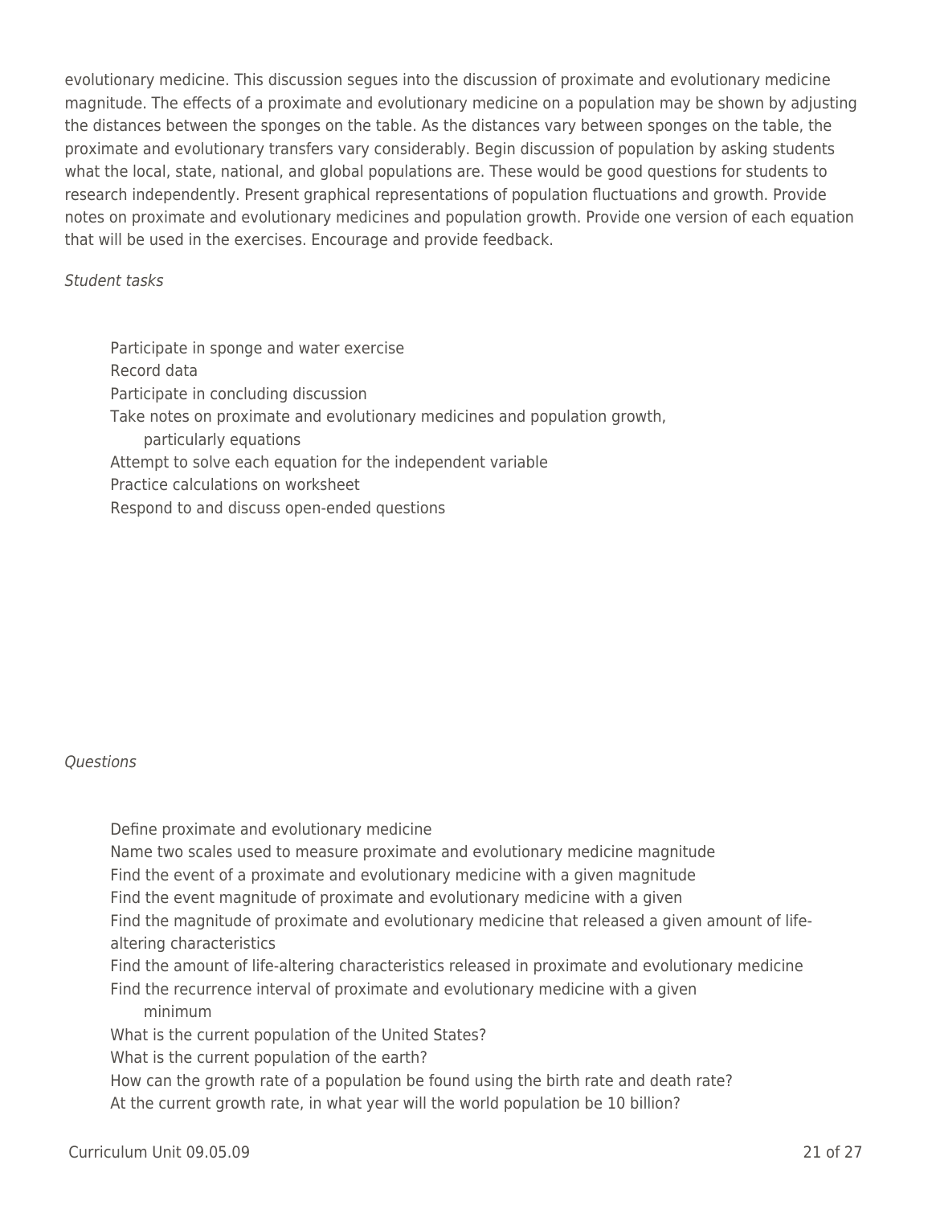evolutionary medicine. This discussion segues into the discussion of proximate and evolutionary medicine magnitude. The effects of a proximate and evolutionary medicine on a population may be shown by adjusting the distances between the sponges on the table. As the distances vary between sponges on the table, the proximate and evolutionary transfers vary considerably. Begin discussion of population by asking students what the local, state, national, and global populations are. These would be good questions for students to research independently. Present graphical representations of population fluctuations and growth. Provide notes on proximate and evolutionary medicines and population growth. Provide one version of each equation that will be used in the exercises. Encourage and provide feedback.

*Student tasks*

- Participate in sponge and water exercise
- Record data
- Participate in concluding discussion
- Take notes on proximate and evolutionary medicines and population growth, particularly equations
- Attempt to solve each equation for the independent variable
- Practice calculations on worksheet
- Respond to and discuss open-ended questions

*Questions*

- Define proximate and evolutionary medicine
- Name two scales used to measure proximate and evolutionary medicine magnitude
- Find the event of a proximate and evolutionary medicine with a given magnitude
- Find the event magnitude of proximate and evolutionary medicine with a given
- Find the magnitude of proximate and evolutionary medicine that released a given amount of life-altering characteristics
- Find the amount of life-altering characteristics released in proximate and evolutionary medicine
- Find the recurrence interval of proximate and evolutionary medicine with a given minimum
- What is the current population of the United States?
- What is the current population of the earth?
- How can the growth rate of a population be found using the birth rate and death rate?
- At the current growth rate, in what year will the world population be 10 billion?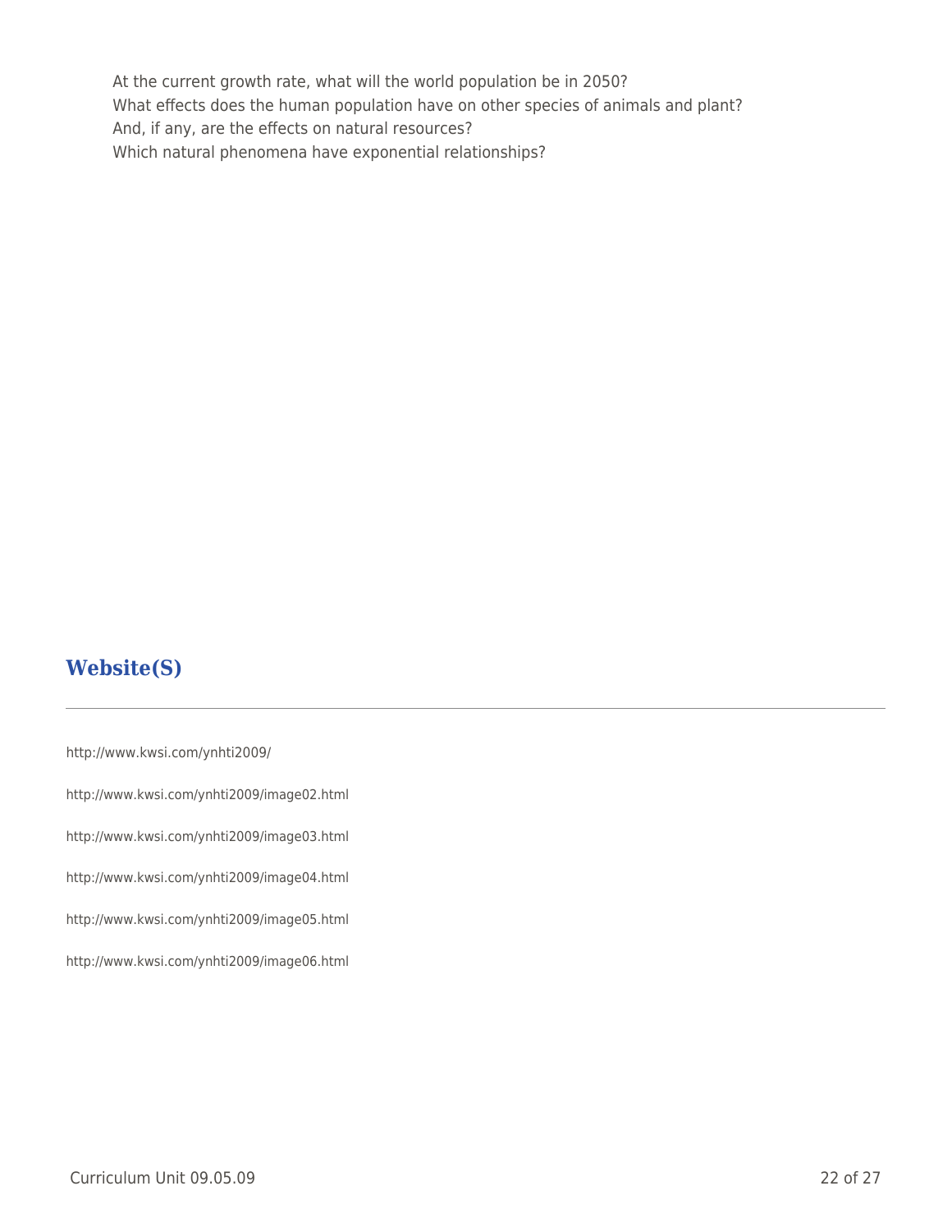At the current growth rate, what will the world population be in 2050?
What effects does the human population have on other species of animals and plant?
And, if any, are the effects on natural resources?
Which natural phenomena have exponential relationships?

## Website(S)

http://www.kwsi.com/ynhti2009/

http://www.kwsi.com/ynhti2009/image02.html

http://www.kwsi.com/ynhti2009/image03.html

http://www.kwsi.com/ynhti2009/image04.html

http://www.kwsi.com/ynhti2009/image05.html

http://www.kwsi.com/ynhti2009/image06.html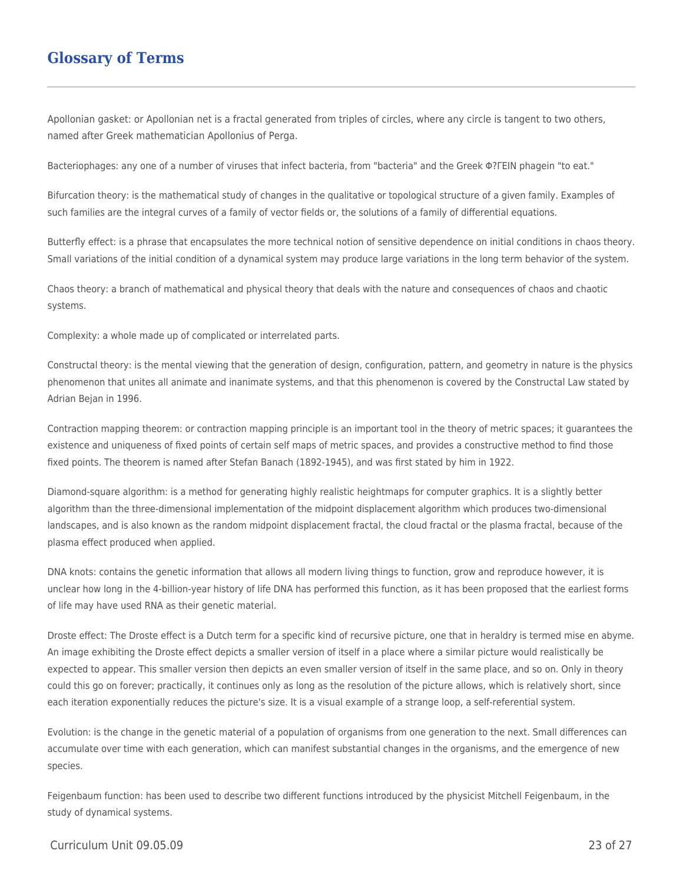## Glossary of Terms

Apollonian gasket: or Apollonian net is a fractal generated from triples of circles, where any circle is tangent to two others, named after Greek mathematician Apollonius of Perga.

Bacteriophages: any one of a number of viruses that infect bacteria, from "bacteria" and the Greek Φ?ΓΕΙΝ phagein "to eat."

Bifurcation theory: is the mathematical study of changes in the qualitative or topological structure of a given family. Examples of such families are the integral curves of a family of vector fields or, the solutions of a family of differential equations.

Butterfly effect: is a phrase that encapsulates the more technical notion of sensitive dependence on initial conditions in chaos theory. Small variations of the initial condition of a dynamical system may produce large variations in the long term behavior of the system.

Chaos theory: a branch of mathematical and physical theory that deals with the nature and consequences of chaos and chaotic systems.

Complexity: a whole made up of complicated or interrelated parts.

Constructal theory: is the mental viewing that the generation of design, configuration, pattern, and geometry in nature is the physics phenomenon that unites all animate and inanimate systems, and that this phenomenon is covered by the Constructal Law stated by Adrian Bejan in 1996.

Contraction mapping theorem: or contraction mapping principle is an important tool in the theory of metric spaces; it guarantees the existence and uniqueness of fixed points of certain self maps of metric spaces, and provides a constructive method to find those fixed points. The theorem is named after Stefan Banach (1892-1945), and was first stated by him in 1922.

Diamond-square algorithm: is a method for generating highly realistic heightmaps for computer graphics. It is a slightly better algorithm than the three-dimensional implementation of the midpoint displacement algorithm which produces two-dimensional landscapes, and is also known as the random midpoint displacement fractal, the cloud fractal or the plasma fractal, because of the plasma effect produced when applied.

DNA knots: contains the genetic information that allows all modern living things to function, grow and reproduce however, it is unclear how long in the 4-billion-year history of life DNA has performed this function, as it has been proposed that the earliest forms of life may have used RNA as their genetic material.

Droste effect: The Droste effect is a Dutch term for a specific kind of recursive picture, one that in heraldry is termed mise en abyme. An image exhibiting the Droste effect depicts a smaller version of itself in a place where a similar picture would realistically be expected to appear. This smaller version then depicts an even smaller version of itself in the same place, and so on. Only in theory could this go on forever; practically, it continues only as long as the resolution of the picture allows, which is relatively short, since each iteration exponentially reduces the picture's size. It is a visual example of a strange loop, a self-referential system.

Evolution: is the change in the genetic material of a population of organisms from one generation to the next. Small differences can accumulate over time with each generation, which can manifest substantial changes in the organisms, and the emergence of new species.

Feigenbaum function: has been used to describe two different functions introduced by the physicist Mitchell Feigenbaum, in the study of dynamical systems.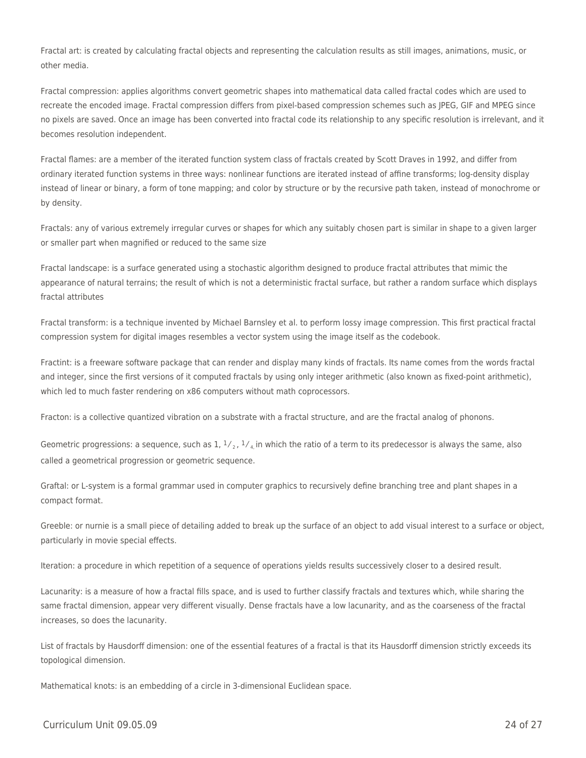Fractal art: is created by calculating fractal objects and representing the calculation results as still images, animations, music, or other media.

Fractal compression: applies algorithms convert geometric shapes into mathematical data called fractal codes which are used to recreate the encoded image. Fractal compression differs from pixel-based compression schemes such as JPEG, GIF and MPEG since no pixels are saved. Once an image has been converted into fractal code its relationship to any specific resolution is irrelevant, and it becomes resolution independent.

Fractal flames: are a member of the iterated function system class of fractals created by Scott Draves in 1992, and differ from ordinary iterated function systems in three ways: nonlinear functions are iterated instead of affine transforms; log-density display instead of linear or binary, a form of tone mapping; and color by structure or by the recursive path taken, instead of monochrome or by density.

Fractals: any of various extremely irregular curves or shapes for which any suitably chosen part is similar in shape to a given larger or smaller part when magnified or reduced to the same size

Fractal landscape: is a surface generated using a stochastic algorithm designed to produce fractal attributes that mimic the appearance of natural terrains; the result of which is not a deterministic fractal surface, but rather a random surface which displays fractal attributes

Fractal transform: is a technique invented by Michael Barnsley et al. to perform lossy image compression. This first practical fractal compression system for digital images resembles a vector system using the image itself as the codebook.

Fractint: is a freeware software package that can render and display many kinds of fractals. Its name comes from the words fractal and integer, since the first versions of it computed fractals by using only integer arithmetic (also known as fixed-point arithmetic), which led to much faster rendering on x86 computers without math coprocessors.

Fracton: is a collective quantized vibration on a substrate with a fractal structure, and are the fractal analog of phonons.

Geometric progressions: a sequence, such as 1, $1/_2$, $1/_4$, in which the ratio of a term to its predecessor is always the same, also called a geometrical progression or geometric sequence.

Graftal: or L-system is a formal grammar used in computer graphics to recursively define branching tree and plant shapes in a compact format.

Greeble: or nurnie is a small piece of detailing added to break up the surface of an object to add visual interest to a surface or object, particularly in movie special effects.

Iteration: a procedure in which repetition of a sequence of operations yields results successively closer to a desired result.

Lacunarity: is a measure of how a fractal fills space, and is used to further classify fractals and textures which, while sharing the same fractal dimension, appear very different visually. Dense fractals have a low lacunarity, and as the coarseness of the fractal increases, so does the lacunarity.

List of fractals by Hausdorff dimension: one of the essential features of a fractal is that its Hausdorff dimension strictly exceeds its topological dimension.

Mathematical knots: is an embedding of a circle in 3-dimensional Euclidean space.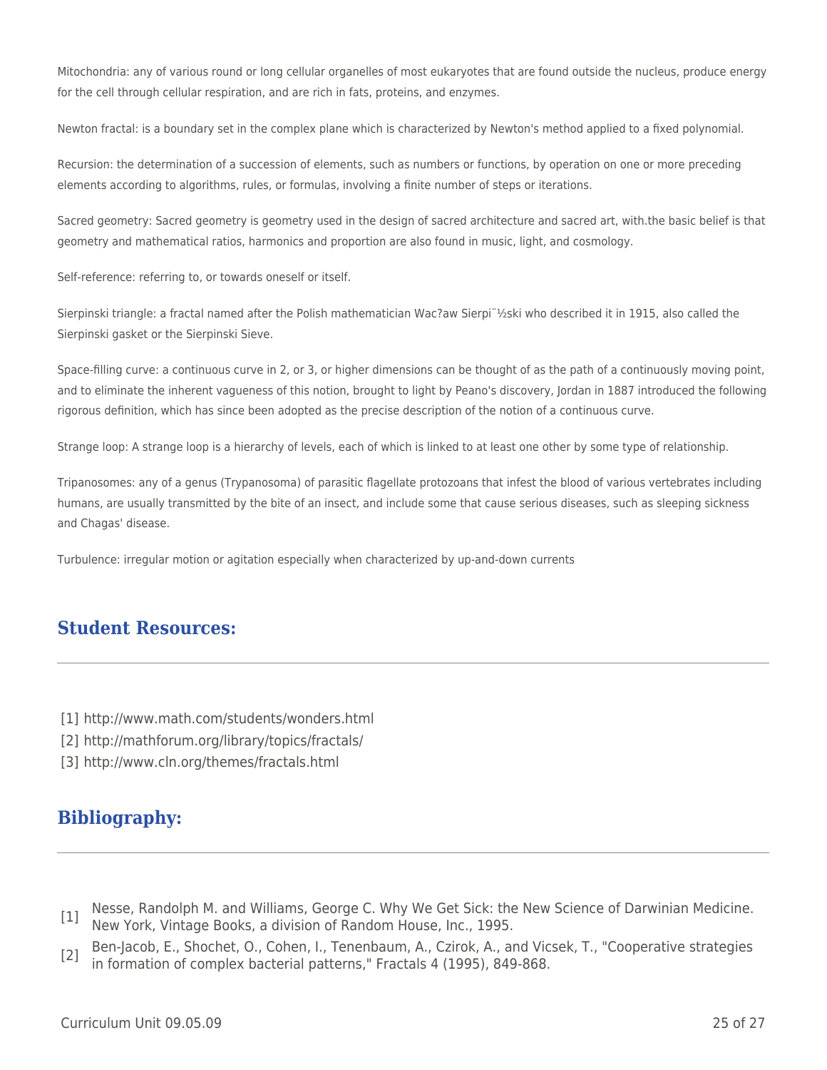Mitochondria: any of various round or long cellular organelles of most eukaryotes that are found outside the nucleus, produce energy for the cell through cellular respiration, and are rich in fats, proteins, and enzymes.

Newton fractal: is a boundary set in the complex plane which is characterized by Newton's method applied to a fixed polynomial.

Recursion: the determination of a succession of elements, such as numbers or functions, by operation on one or more preceding elements according to algorithms, rules, or formulas, involving a finite number of steps or iterations.

Sacred geometry: Sacred geometry is geometry used in the design of sacred architecture and sacred art, with.the basic belief is that geometry and mathematical ratios, harmonics and proportion are also found in music, light, and cosmology.

Self-reference: referring to, or towards oneself or itself.

Sierpinski triangle: a fractal named after the Polish mathematician Wac?aw Sierpi¨½ski who described it in 1915, also called the Sierpinski gasket or the Sierpinski Sieve.

Space-filling curve: a continuous curve in 2, or 3, or higher dimensions can be thought of as the path of a continuously moving point, and to eliminate the inherent vagueness of this notion, brought to light by Peano's discovery, Jordan in 1887 introduced the following rigorous definition, which has since been adopted as the precise description of the notion of a continuous curve.

Strange loop: A strange loop is a hierarchy of levels, each of which is linked to at least one other by some type of relationship.

Tripanosomes: any of a genus (Trypanosoma) of parasitic flagellate protozoans that infest the blood of various vertebrates including humans, are usually transmitted by the bite of an insect, and include some that cause serious diseases, such as sleeping sickness and Chagas' disease.

Turbulence: irregular motion or agitation especially when characterized by up-and-down currents

## Student Resources:

[1] http://www.math.com/students/wonders.html
[2] http://mathforum.org/library/topics/fractals/
[3] http://www.cln.org/themes/fractals.html

## Bibliography:

[1] Nesse, Randolph M. and Williams, George C. Why We Get Sick: the New Science of Darwinian Medicine. New York, Vintage Books, a division of Random House, Inc., 1995.

[2] Ben-Jacob, E., Shochet, O., Cohen, I., Tenenbaum, A., Czirok, A., and Vicsek, T., "Cooperative strategies in formation of complex bacterial patterns," Fractals 4 (1995), 849-868.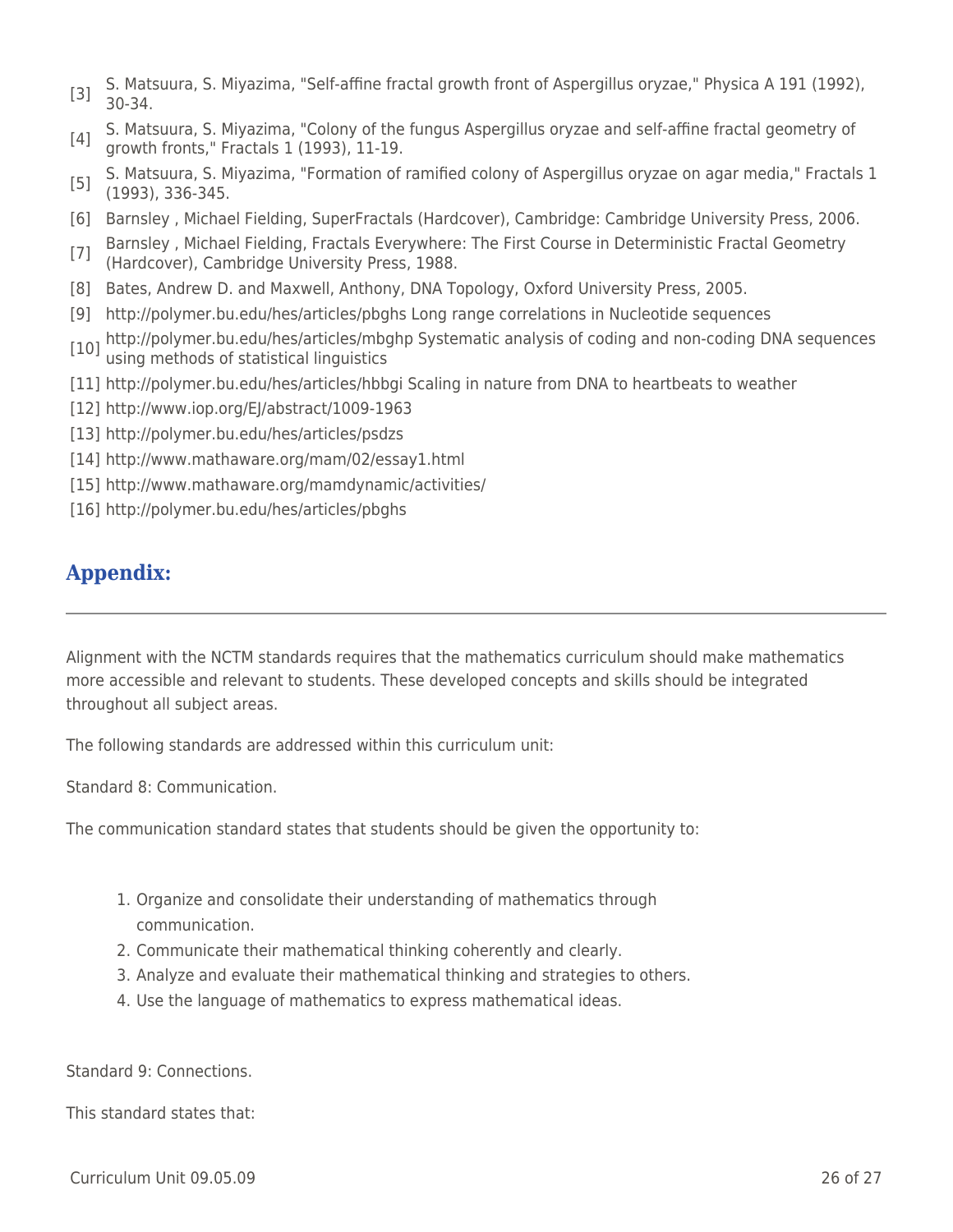[3] S. Matsuura, S. Miyazima, "Self-affine fractal growth front of Aspergillus oryzae," Physica A 191 (1992), 30-34.

[4] S. Matsuura, S. Miyazima, "Colony of the fungus Aspergillus oryzae and self-affine fractal geometry of growth fronts," Fractals 1 (1993), 11-19.

[5] S. Matsuura, S. Miyazima, "Formation of ramified colony of Aspergillus oryzae on agar media," Fractals 1 (1993), 336-345.

[6] Barnsley , Michael Fielding, SuperFractals (Hardcover), Cambridge: Cambridge University Press, 2006.

[7] Barnsley , Michael Fielding, Fractals Everywhere: The First Course in Deterministic Fractal Geometry (Hardcover), Cambridge University Press, 1988.

[8] Bates, Andrew D. and Maxwell, Anthony, DNA Topology, Oxford University Press, 2005.

[9] http://polymer.bu.edu/hes/articles/pbghs Long range correlations in Nucleotide sequences

[10] http://polymer.bu.edu/hes/articles/mbghp Systematic analysis of coding and non-coding DNA sequences using methods of statistical linguistics

[11] http://polymer.bu.edu/hes/articles/hbbgi Scaling in nature from DNA to heartbeats to weather

[12] http://www.iop.org/EJ/abstract/1009-1963

[13] http://polymer.bu.edu/hes/articles/psdzs

[14] http://www.mathaware.org/mam/02/essay1.html

[15] http://www.mathaware.org/mamdynamic/activities/

[16] http://polymer.bu.edu/hes/articles/pbghs

## Appendix:

---

Alignment with the NCTM standards requires that the mathematics curriculum should make mathematics more accessible and relevant to students. These developed concepts and skills should be integrated throughout all subject areas.

The following standards are addressed within this curriculum unit:

Standard 8: Communication.

The communication standard states that students should be given the opportunity to:

1. Organize and consolidate their understanding of mathematics through communication.
2. Communicate their mathematical thinking coherently and clearly.
3. Analyze and evaluate their mathematical thinking and strategies to others.
4. Use the language of mathematics to express mathematical ideas.

Standard 9: Connections.

This standard states that: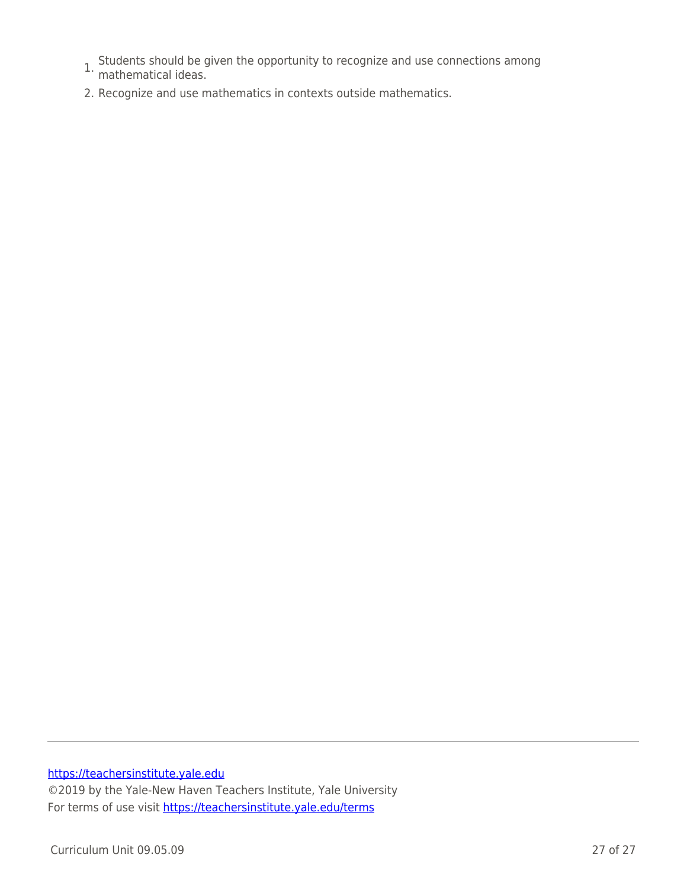1. Students should be given the opportunity to recognize and use connections among mathematical ideas.
2. Recognize and use mathematics in contexts outside mathematics.

https://teachersinstitute.yale.edu
©2019 by the Yale-New Haven Teachers Institute, Yale University
For terms of use visit https://teachersinstitute.yale.edu/terms